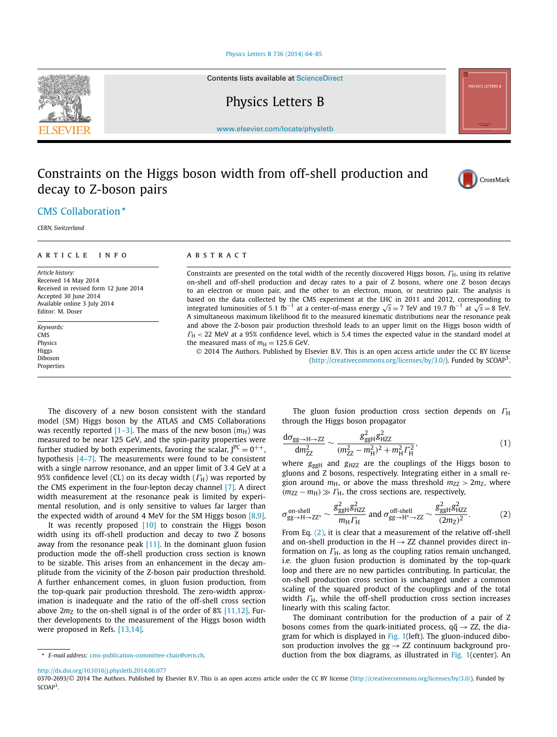Contents lists available at ScienceDirect

Physics Letters B

www.elsevier.com/locate/physletb

# Constraints on the Higgs boson width from off-shell production and decay to Z-boson pairs

CMS Collaboration *

*CERN, Switzerland*

## ARTICLE INFO

*Article history:*
Received 14 May 2014
Received in revised form 12 June 2014
Accepted 30 June 2014
Available online 3 July 2014
Editor: M. Doser

*Keywords:*
CMS
Physics
Higgs
Diboson
Properties

## ABSTRACT

Constraints are presented on the total width of the recently discovered Higgs boson, $\Gamma_H$, using its relative on-shell and off-shell production and decay rates to a pair of Z bosons, where one Z boson decays to an electron or muon pair, and the other to an electron, muon, or neutrino pair. The analysis is based on the data collected by the CMS experiment at the LHC in 2011 and 2012, corresponding to integrated luminosities of 5.1 fb$^{-1}$ at a center-of-mass energy $\sqrt{s} = 7$ TeV and 19.7 fb$^{-1}$ at $\sqrt{s} = 8$ TeV. A simultaneous maximum likelihood fit to the measured kinematic distributions near the resonance peak and above the Z-boson pair production threshold leads to an upper limit on the Higgs boson width of $\Gamma_H < 22$ MeV at a 95% confidence level, which is 5.4 times the expected value in the standard model at the measured mass of $m_H = 125.6$ GeV.

© 2014 The Authors. Published by Elsevier B.V. This is an open access article under the CC BY license (http://creativecommons.org/licenses/by/3.0/). Funded by SCOAP[3].

The discovery of a new boson consistent with the standard model (SM) Higgs boson by the ATLAS and CMS Collaborations was recently reported [1–3]. The mass of the new boson ($m_H$) was measured to be near 125 GeV, and the spin-parity properties were further studied by both experiments, favoring the scalar, $J^{PC} = 0^{++}$, hypothesis [4–7]. The measurements were found to be consistent with a single narrow resonance, and an upper limit of 3.4 GeV at a 95% confidence level (CL) on its decay width ($\Gamma_H$) was reported by the CMS experiment in the four-lepton decay channel [7]. A direct width measurement at the resonance peak is limited by experimental resolution, and is only sensitive to values far larger than the expected width of around 4 MeV for the SM Higgs boson [8,9].

It was recently proposed [10] to constrain the Higgs boson width using its off-shell production and decay to two Z bosons away from the resonance peak [11]. In the dominant gluon fusion production mode the off-shell production cross section is known to be sizable. This arises from an enhancement in the decay amplitude from the vicinity of the Z-boson pair production threshold. A further enhancement comes, in gluon fusion production, from the top-quark pair production threshold. The zero-width approximation is inadequate and the ratio of the off-shell cross section above $2m_Z$ to the on-shell signal is of the order of 8% [11,12]. Further developments to the measurement of the Higgs boson width were proposed in Refs. [13,14].

The gluon fusion production cross section depends on $\Gamma_H$ through the Higgs boson propagator

$$\frac{d\sigma_{gg\to H\to ZZ}}{dm^2_{ZZ}} \sim \frac{g^2_{ggH}\, g^2_{HZZ}}{(m^2_{ZZ} - m^2_H)^2 + m^2_H \Gamma^2_H}, \tag{1}$$

where $g_{ggH}$ and $g_{HZZ}$ are the couplings of the Higgs boson to gluons and Z bosons, respectively. Integrating either in a small region around $m_H$, or above the mass threshold $m_{ZZ} > 2m_Z$, where $(m_{ZZ} - m_H) \gg \Gamma_H$, the cross sections are, respectively,

$$\sigma^{\text{on-shell}}_{gg\to H\to ZZ^*} \sim \frac{g^2_{ggH}\, g^2_{HZZ}}{m_H \Gamma_H} \text{ and } \sigma^{\text{off-shell}}_{gg\to H^*\to ZZ} \sim \frac{g^2_{ggH}\, g^2_{HZZ}}{(2m_Z)^2}. \tag{2}$$

From Eq. (2), it is clear that a measurement of the relative off-shell and on-shell production in the $H \to ZZ$ channel provides direct information on $\Gamma_H$, as long as the coupling ratios remain unchanged, i.e. the gluon fusion production is dominated by the top-quark loop and there are no new particles contributing. In particular, the on-shell production cross section is unchanged under a common scaling of the squared product of the couplings and of the total width $\Gamma_H$, while the off-shell production cross section increases linearly with this scaling factor.

The dominant contribution for the production of a pair of Z bosons comes from the quark-initiated process, $q\bar{q} \to ZZ$, the diagram for which is displayed in Fig. 1(left). The gluon-induced diboson production involves the $gg \to ZZ$ continuum background production from the box diagrams, as illustrated in Fig. 1(center). An

* E-mail address: cms-publication-committee-chair@cern.ch.

http://dx.doi.org/10.1016/j.physletb.2014.06.077
0370-2693/© 2014 The Authors. Published by Elsevier B.V. This is an open access article under the CC BY license (http://creativecommons.org/licenses/by/3.0/). Funded by SCOAP[3].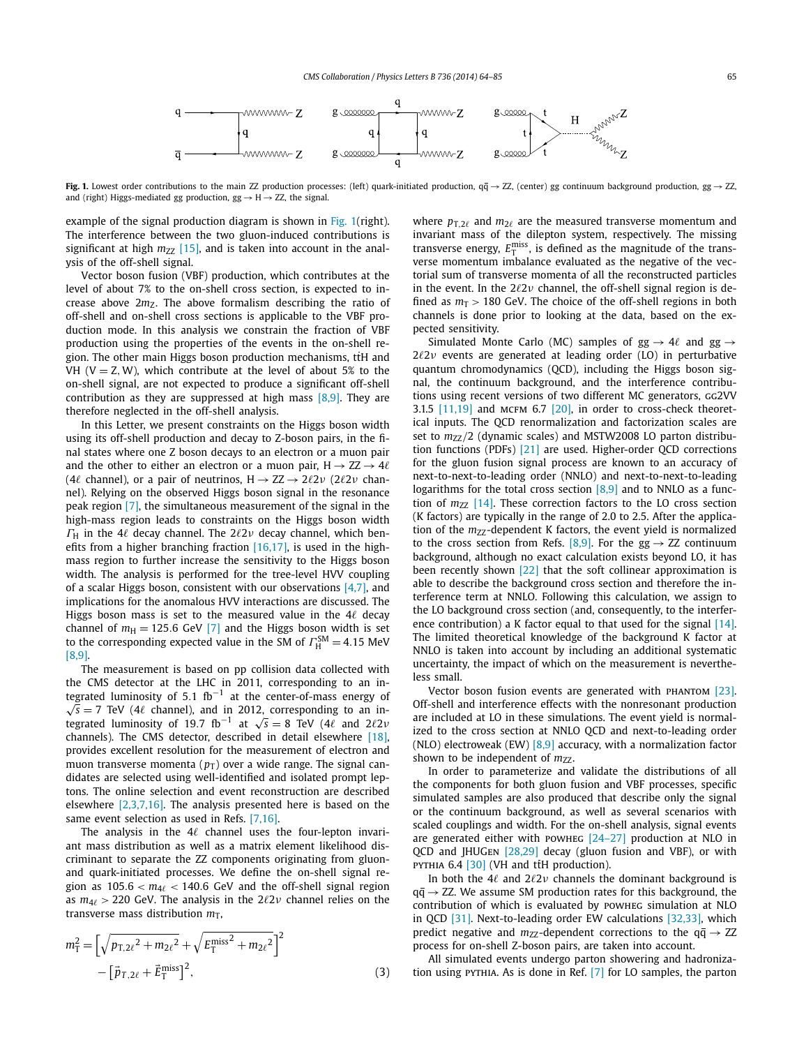**Fig. 1.** Lowest order contributions to the main ZZ production processes: (left) quark-initiated production, $q\bar{q} \to ZZ$, (center) gg continuum background production, $gg \to ZZ$, and (right) Higgs-mediated gg production, $gg \to H \to ZZ$, the signal.

example of the signal production diagram is shown in Fig. 1(right). The interference between the two gluon-induced contributions is significant at high $m_{ZZ}$ [15], and is taken into account in the analysis of the off-shell signal.

Vector boson fusion (VBF) production, which contributes at the level of about 7% to the on-shell cross section, is expected to increase above $2m_Z$. The above formalism describing the ratio of off-shell and on-shell cross sections is applicable to the VBF production mode. In this analysis we constrain the fraction of VBF production using the properties of the events in the on-shell region. The other main Higgs boson production mechanisms, $t\bar{t}H$ and VH (V = Z, W), which contribute at the level of about 5% to the on-shell signal, are not expected to produce a significant off-shell contribution as they are suppressed at high mass [8,9]. They are therefore neglected in the off-shell analysis.

In this Letter, we present constraints on the Higgs boson width using its off-shell production and decay to Z-boson pairs, in the final states where one Z boson decays to an electron or a muon pair and the other to either an electron or a muon pair, $H \to ZZ \to 4\ell$ ($4\ell$ channel), or a pair of neutrinos, $H \to ZZ \to 2\ell 2\nu$ ($2\ell 2\nu$ channel). Relying on the observed Higgs boson signal in the resonance peak region [7], the simultaneous measurement of the signal in the high-mass region leads to constraints on the Higgs boson width $\Gamma_H$ in the $4\ell$ decay channel. The $2\ell 2\nu$ decay channel, which benefits from a higher branching fraction [16,17], is used in the high-mass region to further increase the sensitivity to the Higgs boson width. The analysis is performed for the tree-level HVV coupling of a scalar Higgs boson, consistent with our observations [4,7], and implications for the anomalous HVV interactions are discussed. The Higgs boson mass is set to the measured value in the $4\ell$ decay channel of $m_H = 125.6$ GeV [7] and the Higgs boson width is set to the corresponding expected value in the SM of $\Gamma_H^{SM} = 4.15$ MeV [8,9].

The measurement is based on pp collision data collected with the CMS detector at the LHC in 2011, corresponding to an integrated luminosity of 5.1 fb$^{-1}$ at the center-of-mass energy of $\sqrt{s} = 7$ TeV ($4\ell$ channel), and in 2012, corresponding to an integrated luminosity of 19.7 fb$^{-1}$ at $\sqrt{s} = 8$ TeV ($4\ell$ and $2\ell 2\nu$ channels). The CMS detector, described in detail elsewhere [18], provides excellent resolution for the measurement of electron and muon transverse momenta ($p_T$) over a wide range. The signal candidates are selected using well-identified and isolated prompt leptons. The online selection and event reconstruction are described elsewhere [2,3,7,16]. The analysis presented here is based on the same event selection as used in Refs. [7,16].

The analysis in the $4\ell$ channel uses the four-lepton invariant mass distribution as well as a matrix element likelihood discriminant to separate the ZZ components originating from gluon- and quark-initiated processes. We define the on-shell signal region as $105.6 < m_{4\ell} < 140.6$ GeV and the off-shell signal region as $m_{4\ell} > 220$ GeV. The analysis in the $2\ell 2\nu$ channel relies on the transverse mass distribution $m_T$,

$$m_T^2 = \left[\sqrt{p_{T,2\ell}{}^2 + m_{2\ell}{}^2} + \sqrt{E_T^{miss\,2} + m_{2\ell}{}^2}\right]^2 - \left[\vec{p}_{T,2\ell} + \vec{E}_T^{miss}\right]^2, \tag{3}$$

where $p_{T,2\ell}$ and $m_{2\ell}$ are the measured transverse momentum and invariant mass of the dilepton system, respectively. The missing transverse energy, $E_T^{miss}$, is defined as the magnitude of the transverse momentum imbalance evaluated as the negative of the vectorial sum of transverse momenta of all the reconstructed particles in the event. In the $2\ell 2\nu$ channel, the off-shell signal region is defined as $m_T > 180$ GeV. The choice of the off-shell regions in both channels is done prior to looking at the data, based on the expected sensitivity.

Simulated Monte Carlo (MC) samples of $gg \to 4\ell$ and $gg \to 2\ell 2\nu$ events are generated at leading order (LO) in perturbative quantum chromodynamics (QCD), including the Higgs boson signal, the continuum background, and the interference contributions using recent versions of two different MC generators, GG2VV 3.1.5 [11,19] and MCFM 6.7 [20], in order to cross-check theoretical inputs. The QCD renormalization and factorization scales are set to $m_{ZZ}/2$ (dynamic scales) and MSTW2008 LO parton distribution functions (PDFs) [21] are used. Higher-order QCD corrections for the gluon fusion signal process are known to an accuracy of next-to-next-to-leading order (NNLO) and next-to-next-to-leading logarithms for the total cross section [8,9] and to NNLO as a function of $m_{ZZ}$ [14]. These correction factors to the LO cross section (K factors) are typically in the range of 2.0 to 2.5. After the application of the $m_{ZZ}$-dependent K factors, the event yield is normalized to the cross section from Refs. [8,9]. For the $gg \to ZZ$ continuum background, although no exact calculation exists beyond LO, it has been recently shown [22] that the soft collinear approximation is able to describe the background cross section and therefore the interference term at NNLO. Following this calculation, we assign to the LO background cross section (and, consequently, to the interference contribution) a K factor equal to that used for the signal [14]. The limited theoretical knowledge of the background K factor at NNLO is taken into account by including an additional systematic uncertainty, the impact of which on the measurement is nevertheless small.

Vector boson fusion events are generated with PHANTOM [23]. Off-shell and interference effects with the nonresonant production are included at LO in these simulations. The event yield is normalized to the cross section at NNLO QCD and next-to-leading order (NLO) electroweak (EW) [8,9] accuracy, with a normalization factor shown to be independent of $m_{ZZ}$.

In order to parameterize and validate the distributions of all the components for both gluon fusion and VBF processes, specific simulated samples are also produced that describe only the signal or the continuum background, as well as several scenarios with scaled couplings and width. For the on-shell analysis, signal events are generated either with POWHEG [24–27] production at NLO in QCD and JHUGEN [28,29] decay (gluon fusion and VBF), or with PYTHIA 6.4 [30] (VH and $t\bar{t}H$ production).

In both the $4\ell$ and $2\ell 2\nu$ channels the dominant background is $q\bar{q} \to ZZ$. We assume SM production rates for this background, the contribution of which is evaluated by POWHEG simulation at NLO in QCD [31]. Next-to-leading order EW calculations [32,33], which predict negative and $m_{ZZ}$-dependent corrections to the $q\bar{q} \to ZZ$ process for on-shell Z-boson pairs, are taken into account.

All simulated events undergo parton showering and hadronization using PYTHIA. As is done in Ref. [7] for LO samples, the parton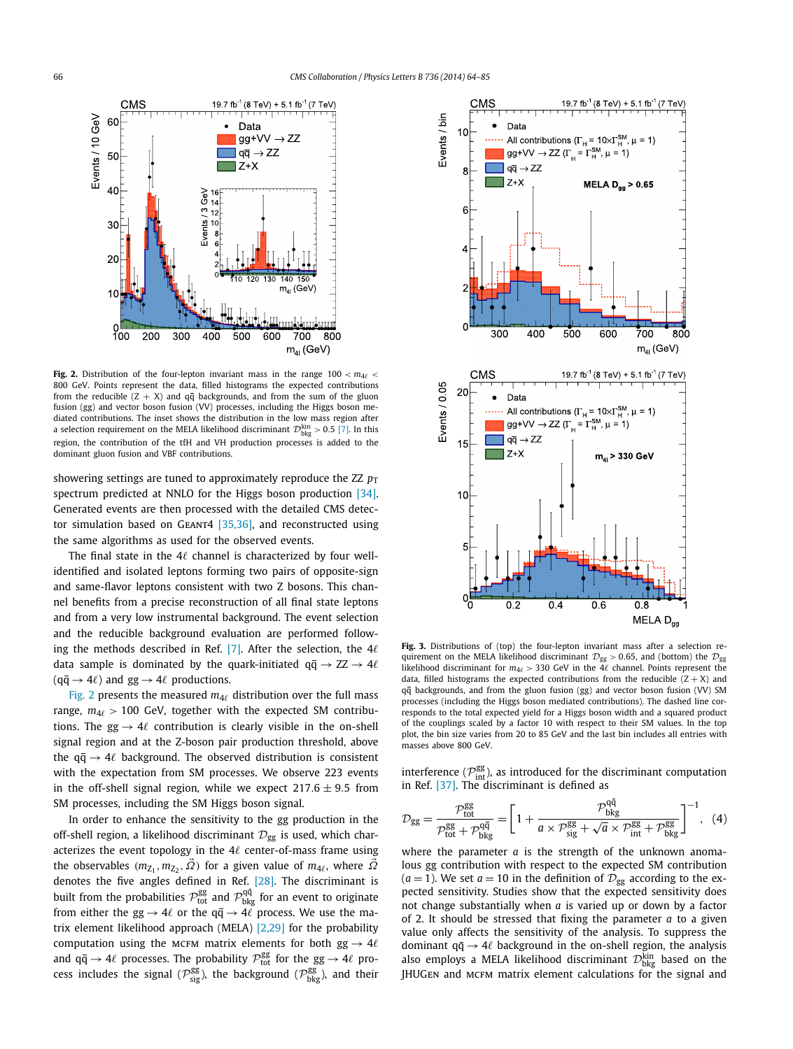**Fig. 2.** Distribution of the four-lepton invariant mass in the range $100 < m_{4\ell} < 800$ GeV. Points represent the data, filled histograms the expected contributions from the reducible (Z + X) and $q\bar{q}$ backgrounds, and from the sum of the gluon fusion (gg) and vector boson fusion (VV) processes, including the Higgs boson mediated contributions. The inset shows the distribution in the low mass region after a selection requirement on the MELA likelihood discriminant $\mathcal{D}_{\text{bkg}}^{\text{kin}} > 0.5$ [7]. In this region, the contribution of the ttH and VH production processes is added to the dominant gluon fusion and VBF contributions.

**Fig. 3.** Distributions of (top) the four-lepton invariant mass after a selection requirement on the MELA likelihood discriminant $\mathcal{D}_{\text{gg}} > 0.65$, and (bottom) the $\mathcal{D}_{\text{gg}}$ likelihood discriminant for $m_{4\ell} > 330$ GeV in the $4\ell$ channel. Points represent the data, filled histograms the expected contributions from the reducible (Z + X) and $q\bar{q}$ backgrounds, and from the gluon fusion (gg) and vector boson fusion (VV) SM processes (including the Higgs boson mediated contributions). The dashed line corresponds to the total expected yield for a Higgs boson with a width and a squared product of the couplings scaled by a factor 10 with respect to their SM values. In the top plot, the bin size varies from 20 to 85 GeV and the last bin includes all entries with masses above 800 GeV.

showering settings are tuned to approximately reproduce the ZZ $p_{\text{T}}$ spectrum predicted at NNLO for the Higgs boson production [34]. Generated events are then processed with the detailed CMS detector simulation based on Geant4 [35,36], and reconstructed using the same algorithms as used for the observed events.

The final state in the $4\ell$ channel is characterized by four well-identified and isolated leptons forming two pairs of opposite-sign and same-flavor leptons consistent with two Z bosons. This channel benefits from a precise reconstruction of all final state leptons and from a very low instrumental background. The event selection and the reducible background evaluation are performed following the methods described in Ref. [7]. After the selection, the $4\ell$ data sample is dominated by the quark-initiated $q\bar{q} \to ZZ \to 4\ell$ ($q\bar{q} \to 4\ell$) and $gg \to 4\ell$ productions.

Fig. 2 presents the measured $m_{4\ell}$ distribution over the full mass range, $m_{4\ell} > 100$ GeV, together with the expected SM contributions. The $gg \to 4\ell$ contribution is clearly visible in the on-shell signal region and at the Z-boson pair production threshold, above the $q\bar{q} \to 4\ell$ background. The observed distribution is consistent with the expectation from SM processes. We observe 223 events in the off-shell signal region, while we expect $217.6 \pm 9.5$ from SM processes, including the SM Higgs boson signal.

In order to enhance the sensitivity to the gg production in the off-shell region, a likelihood discriminant $\mathcal{D}_{\text{gg}}$ is used, which characterizes the event topology in the $4\ell$ center-of-mass frame using the observables $(m_{Z_1}, m_{Z_2}, \vec{\Omega})$ for a given value of $m_{4\ell}$, where $\vec{\Omega}$ denotes the five angles defined in Ref. [28]. The discriminant is built from the probabilities $\mathcal{P}_{\text{tot}}^{\text{gg}}$ and $\mathcal{P}_{\text{bkg}}^{q\bar{q}}$ for an event to originate from either the $gg \to 4\ell$ or the $q\bar{q} \to 4\ell$ process. We use the matrix element likelihood approach (MELA) [2,29] for the probability computation using the MCFM matrix elements for both $gg \to 4\ell$ and $q\bar{q} \to 4\ell$ processes. The probability $\mathcal{P}_{\text{tot}}^{\text{gg}}$ for the $gg \to 4\ell$ process includes the signal ($\mathcal{P}_{\text{sig}}^{\text{gg}}$), the background ($\mathcal{P}_{\text{bkg}}^{\text{gg}}$), and their interference ($\mathcal{P}_{\text{int}}^{\text{gg}}$), as introduced for the discriminant computation in Ref. [37]. The discriminant is defined as

$$\mathcal{D}_{\text{gg}} = \frac{\mathcal{P}_{\text{tot}}^{\text{gg}}}{\mathcal{P}_{\text{tot}}^{\text{gg}} + \mathcal{P}_{\text{bkg}}^{q\bar{q}}} = \left[ 1 + \frac{\mathcal{P}_{\text{bkg}}^{q\bar{q}}}{a \times \mathcal{P}_{\text{sig}}^{\text{gg}} + \sqrt{a} \times \mathcal{P}_{\text{int}}^{\text{gg}} + \mathcal{P}_{\text{bkg}}^{\text{gg}}} \right]^{-1}, \quad (4)$$

where the parameter $a$ is the strength of the unknown anomalous gg contribution with respect to the expected SM contribution ($a = 1$). We set $a = 10$ in the definition of $\mathcal{D}_{\text{gg}}$ according to the expected sensitivity. Studies show that the expected sensitivity does not change substantially when $a$ is varied up or down by a factor of 2. It should be stressed that fixing the parameter $a$ to a given value only affects the sensitivity of the analysis. To suppress the dominant $q\bar{q} \to 4\ell$ background in the on-shell region, the analysis also employs a MELA likelihood discriminant $\mathcal{D}_{\text{bkg}}^{\text{kin}}$ based on the JHUGen and MCFM matrix element calculations for the signal and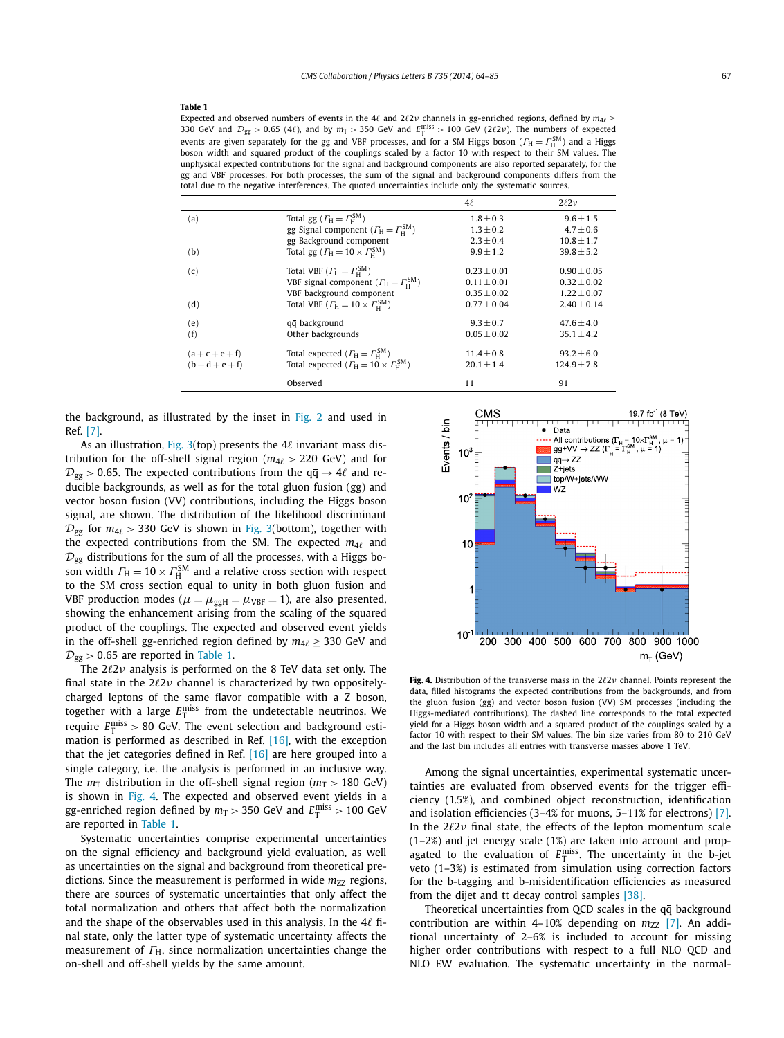**Table 1**
Expected and observed numbers of events in the $4\ell$ and $2\ell2\nu$ channels in gg-enriched regions, defined by $m_{4\ell} \geq 330$ GeV and $\mathcal{D}_{gg} > 0.65$ ($4\ell$), and by $m_T > 350$ GeV and $E_T^{miss} > 100$ GeV ($2\ell2\nu$). The numbers of expected events are given separately for the gg and VBF processes, and for a SM Higgs boson ($\Gamma_H = \Gamma_H^{SM}$) and a Higgs boson width and squared product of the couplings scaled by a factor 10 with respect to their SM values. The unphysical expected contributions for the signal and background components are also reported separately, for the gg and VBF processes. For both processes, the sum of the signal and background components differs from the total due to the negative interferences. The quoted uncertainties include only the systematic sources.

| | | $4\ell$ | $2\ell2\nu$ |
|---|---|---|---|
| (a) | Total gg ($\Gamma_H = \Gamma_H^{SM}$) | $1.8 \pm 0.3$ | $9.6 \pm 1.5$ |
| | gg Signal component ($\Gamma_H = \Gamma_H^{SM}$) | $1.3 \pm 0.2$ | $4.7 \pm 0.6$ |
| | gg Background component | $2.3 \pm 0.4$ | $10.8 \pm 1.7$ |
| (b) | Total gg ($\Gamma_H = 10 \times \Gamma_H^{SM}$) | $9.9 \pm 1.2$ | $39.8 \pm 5.2$ |
| (c) | Total VBF ($\Gamma_H = \Gamma_H^{SM}$) | $0.23 \pm 0.01$ | $0.90 \pm 0.05$ |
| | VBF signal component ($\Gamma_H = \Gamma_H^{SM}$) | $0.11 \pm 0.01$ | $0.32 \pm 0.02$ |
| | VBF background component | $0.35 \pm 0.02$ | $1.22 \pm 0.07$ |
| (d) | Total VBF ($\Gamma_H = 10 \times \Gamma_H^{SM}$) | $0.77 \pm 0.04$ | $2.40 \pm 0.14$ |
| (e) | $q\bar{q}$ background | $9.3 \pm 0.7$ | $47.6 \pm 4.0$ |
| (f) | Other backgrounds | $0.05 \pm 0.02$ | $35.1 \pm 4.2$ |
| (a + c + e + f) | Total expected ($\Gamma_H = \Gamma_H^{SM}$) | $11.4 \pm 0.8$ | $93.2 \pm 6.0$ |
| (b + d + e + f) | Total expected ($\Gamma_H = 10 \times \Gamma_H^{SM}$) | $20.1 \pm 1.4$ | $124.9 \pm 7.8$ |
| | Observed | 11 | 91 |

the background, as illustrated by the inset in Fig. 2 and used in Ref. [7].

As an illustration, Fig. 3(top) presents the $4\ell$ invariant mass distribution for the off-shell signal region ($m_{4\ell} > 220$ GeV) and for $\mathcal{D}_{gg}$ for $m_{4\ell} > 330$ GeV. The expected contributions from the $q\bar{q} \to 4\ell$ and reducible backgrounds, as well as for the total gluon fusion (gg) and vector boson fusion (VV) contributions, including the Higgs boson signal, are shown. The distribution of the likelihood discriminant $\mathcal{D}_{gg}$ for $m_{4\ell} > 330$ GeV is shown in Fig. 3(bottom), together with the expected contributions from the SM. The expected $m_{4\ell}$ and $\mathcal{D}_{gg}$ distributions for the sum of all the processes, with a Higgs boson width $\Gamma_H = 10 \times \Gamma_H^{SM}$ and a relative cross section with respect to the SM cross section equal to unity in both gluon fusion and VBF production modes ($\mu = \mu_{ggH} = \mu_{VBF} = 1$), are also presented, showing the enhancement arising from the scaling of the squared product of the couplings. The expected and observed event yields in the off-shell gg-enriched region defined by $m_{4\ell} \geq 330$ GeV and $\mathcal{D}_{gg} > 0.65$ are reported in Table 1.

The $2\ell2\nu$ analysis is performed on the 8 TeV data set only. The final state in the $2\ell2\nu$ channel is characterized by two oppositely-charged leptons of the same flavor compatible with a Z boson, together with a large $E_T^{miss}$ from the undetectable neutrinos. We require $E_T^{miss} > 80$ GeV. The event selection and background estimation is performed as described in Ref. [16], with the exception that the jet categories defined in Ref. [16] are here grouped into a single category, i.e. the analysis is performed in an inclusive way. The $m_T$ distribution in the off-shell signal region ($m_T > 180$ GeV) is shown in Fig. 4. The expected and observed event yields in a gg-enriched region defined by $m_T > 350$ GeV and $E_T^{miss} > 100$ GeV are reported in Table 1.

Systematic uncertainties comprise experimental uncertainties on the signal efficiency and background yield evaluation, as well as uncertainties on the signal and background from theoretical predictions. Since the measurement is performed in wide $m_{ZZ}$ regions, there are sources of systematic uncertainties that only affect the total normalization and others that affect both the normalization and the shape of the observables used in this analysis. In the $4\ell$ final state, only the latter type of systematic uncertainty affects the measurement of $\Gamma_H$, since normalization uncertainties change the on-shell and off-shell yields by the same amount.

**Fig. 4.** Distribution of the transverse mass in the $2\ell2\nu$ channel. Points represent the data, filled histograms the expected contributions from the backgrounds, and from the gluon fusion (gg) and vector boson fusion (VV) SM processes (including the Higgs-mediated contributions). The dashed line corresponds to the total expected yield for a Higgs boson width and a squared product of the couplings scaled by a factor 10 with respect to their SM values. The bin size varies from 80 to 210 GeV and the last bin includes all entries with transverse masses above 1 TeV.

Among the signal uncertainties, experimental systematic uncertainties are evaluated from observed events for the trigger efficiency (1.5%), and combined object reconstruction, identification and isolation efficiencies (3–4% for muons, 5–11% for electrons) [7]. In the $2\ell2\nu$ final state, the effects of the lepton momentum scale (1–2%) and jet energy scale (1%) are taken into account and propagated to the evaluation of $E_T^{miss}$. The uncertainty in the b-jet veto (1–3%) is estimated from simulation using correction factors for the b-tagging and b-misidentification efficiencies as measured from the dijet and $t\bar{t}$ decay control samples [38].

Theoretical uncertainties from QCD scales in the $q\bar{q}$ background contribution are within 4–10% depending on $m_{ZZ}$ [7]. An additional uncertainty of 2–6% is included to account for missing higher order contributions with respect to a full NLO QCD and NLO EW evaluation. The systematic uncertainty in the normal-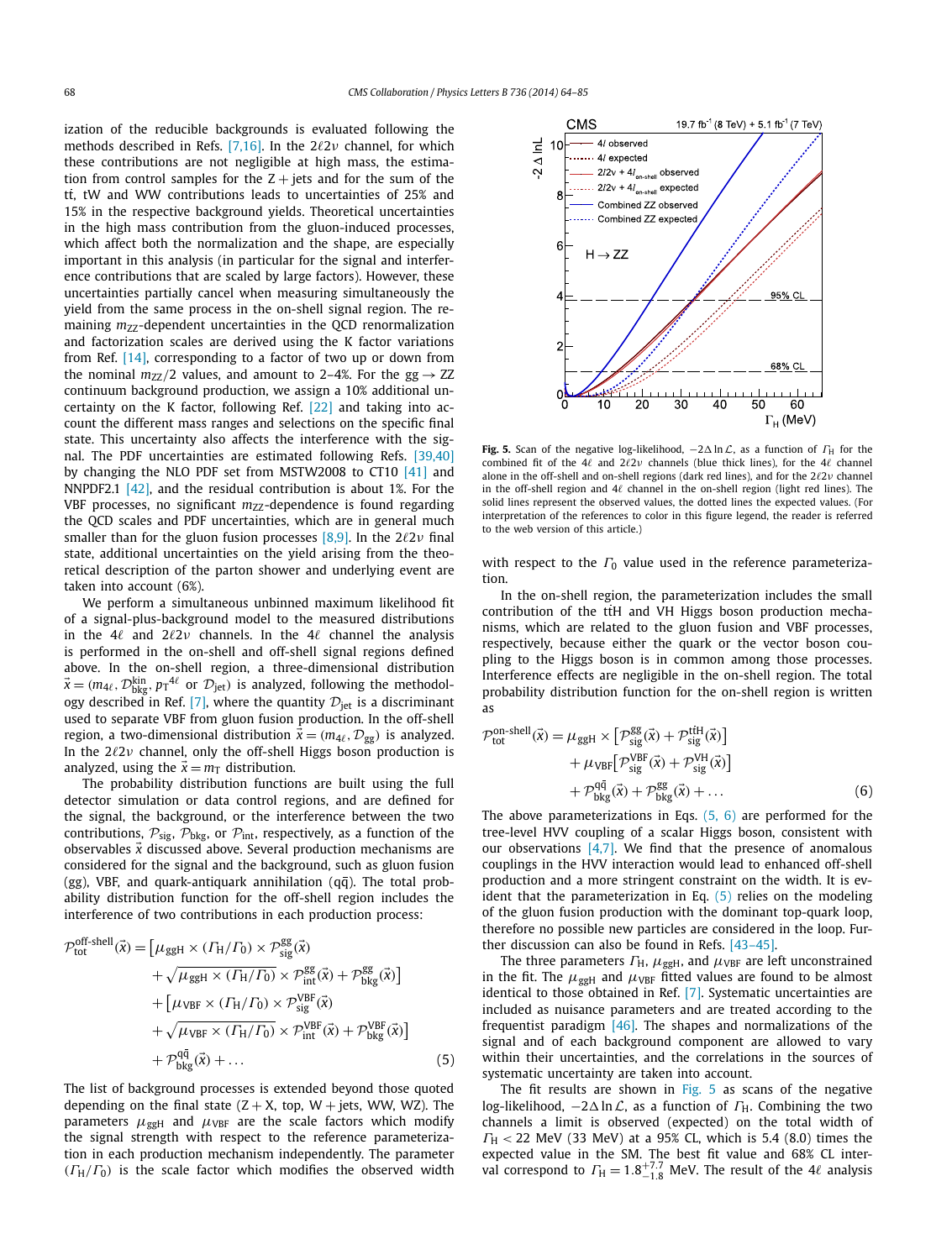ization of the reducible backgrounds is evaluated following the methods described in Refs. [7,16]. In the $2\ell 2\nu$ channel, for which these contributions are not negligible at high mass, the estimation from control samples for the Z + jets and for the sum of the $t\bar{t}$, tW and WW contributions leads to uncertainties of 25% and 15% in the respective background yields. Theoretical uncertainties in the high mass contribution from the gluon-induced processes, which affect both the normalization and the shape, are especially important in this analysis (in particular for the signal and interference contributions that are scaled by large factors). However, these uncertainties partially cancel when measuring simultaneously the yield from the same process in the on-shell signal region. The remaining $m_{ZZ}$-dependent uncertainties in the QCD renormalization and factorization scales are derived using the K factor variations from Ref. [14], corresponding to a factor of two up or down from the nominal $m_{ZZ}/2$ values, and amount to 2–4%. For the $gg \to ZZ$ continuum background production, we assign a 10% additional uncertainty on the K factor, following Ref. [22] and taking into account the different mass ranges and selections on the specific final state. This uncertainty also affects the interference with the signal. The PDF uncertainties are estimated following Refs. [39,40] by changing the NLO PDF set from MSTW2008 to CT10 [41] and NNPDF2.1 [42], and the residual contribution is about 1%. For the VBF processes, no significant $m_{ZZ}$-dependence is found regarding the QCD scales and PDF uncertainties, which are in general much smaller than for the gluon fusion processes [8,9]. In the $2\ell 2\nu$ final state, additional uncertainties on the yield arising from the theoretical description of the parton shower and underlying event are taken into account (6%).

We perform a simultaneous unbinned maximum likelihood fit of a signal-plus-background model to the measured distributions in the $4\ell$ and $2\ell 2\nu$ channels. In the $4\ell$ channel the analysis is performed in the on-shell and off-shell signal regions defined above. In the on-shell region, a three-dimensional distribution $\vec{x} = (m_{4\ell}, \mathcal{D}^{\text{kin}}_{\text{bkg}}, p_{\text{T}}^{4\ell}$ or $\mathcal{D}_{\text{jet}})$ is analyzed, following the methodology described in Ref. [7], where the quantity $\mathcal{D}_{\text{jet}}$ is a discriminant used to separate VBF from gluon fusion production. In the off-shell region, a two-dimensional distribution $\vec{x} = (m_{4\ell}, \mathcal{D}_{gg})$ is analyzed. In the $2\ell 2\nu$ channel, only the off-shell Higgs boson production is analyzed, using the $\vec{x} = m_{\text{T}}$ distribution.

The probability distribution functions are built using the full detector simulation or data control regions, and are defined for the signal, the background, or the interference between the two contributions, $\mathcal{P}_{\text{sig}}$, $\mathcal{P}_{\text{bkg}}$, or $\mathcal{P}_{\text{int}}$, respectively, as a function of the observables $\vec{x}$ discussed above. Several production mechanisms are considered for the signal and the background, such as gluon fusion (gg), VBF, and quark-antiquark annihilation ($q\bar{q}$). The total probability distribution function for the off-shell region includes the interference of two contributions in each production process:

$$
\begin{aligned}
\mathcal{P}^{\text{off-shell}}_{\text{tot}}(\vec{x}) = & \left[\mu_{\text{ggH}} \times (\Gamma_{\text{H}}/\Gamma_0) \times \mathcal{P}^{\text{gg}}_{\text{sig}}(\vec{x}) \right. \\
& \left. + \sqrt{\mu_{\text{ggH}} \times (\Gamma_{\text{H}}/\Gamma_0)} \times \mathcal{P}^{\text{gg}}_{\text{int}}(\vec{x}) + \mathcal{P}^{\text{gg}}_{\text{bkg}}(\vec{x})\right] \\
& + \left[\mu_{\text{VBF}} \times (\Gamma_{\text{H}}/\Gamma_0) \times \mathcal{P}^{\text{VBF}}_{\text{sig}}(\vec{x}) \right. \\
& \left. + \sqrt{\mu_{\text{VBF}} \times (\Gamma_{\text{H}}/\Gamma_0)} \times \mathcal{P}^{\text{VBF}}_{\text{int}}(\vec{x}) + \mathcal{P}^{\text{VBF}}_{\text{bkg}}(\vec{x})\right] \\
& + \mathcal{P}^{q\bar{q}}_{\text{bkg}}(\vec{x}) + \ldots
\end{aligned}
\tag{5}
$$

The list of background processes is extended beyond those quoted depending on the final state (Z + X, top, W + jets, WW, WZ). The parameters $\mu_{\text{ggH}}$ and $\mu_{\text{VBF}}$ are the scale factors which modify the signal strength with respect to the reference parameterization in each production mechanism independently. The parameter $(\Gamma_{\text{H}}/\Gamma_0)$ is the scale factor which modifies the observed width with respect to the $\Gamma_0$ value used in the reference parameterization.

**Fig. 5.** Scan of the negative log-likelihood, $-2\Delta \ln \mathcal{L}$, as a function of $\Gamma_{\text{H}}$ for the combined fit of the $4\ell$ and $2\ell 2\nu$ channels (blue thick lines), for the $4\ell$ channel alone in the off-shell and on-shell regions (dark red lines), and for the $2\ell 2\nu$ channel in the off-shell region and $4\ell$ channel in the on-shell region (light red lines). The solid lines represent the observed values, the dotted lines the expected values. (For interpretation of the references to color in this figure legend, the reader is referred to the web version of this article.)

In the on-shell region, the parameterization includes the small contribution of the $t\bar{t}$H and VH Higgs boson production mechanisms, which are related to the gluon fusion and VBF processes, respectively, because either the quark or the vector boson coupling to the Higgs boson is in common among those processes. Interference effects are negligible in the on-shell region. The total probability distribution function for the on-shell region is written as

$$
\begin{aligned}
\mathcal{P}^{\text{on-shell}}_{\text{tot}}(\vec{x}) = & \, \mu_{\text{ggH}} \times \left[\mathcal{P}^{\text{gg}}_{\text{sig}}(\vec{x}) + \mathcal{P}^{t\bar{t}\text{H}}_{\text{sig}}(\vec{x})\right] \\
& + \mu_{\text{VBF}}\left[\mathcal{P}^{\text{VBF}}_{\text{sig}}(\vec{x}) + \mathcal{P}^{\text{VH}}_{\text{sig}}(\vec{x})\right] \\
& + \mathcal{P}^{q\bar{q}}_{\text{bkg}}(\vec{x}) + \mathcal{P}^{\text{gg}}_{\text{bkg}}(\vec{x}) + \ldots
\end{aligned}
\tag{6}
$$

The above parameterizations in Eqs. (5, 6) are performed for the tree-level HVV coupling of a scalar Higgs boson, consistent with our observations [4,7]. We find that the presence of anomalous couplings in the HVV interaction would lead to enhanced off-shell production and a more stringent constraint on the width. It is evident that the parameterization in Eq. (5) relies on the modeling of the gluon fusion production with the dominant top-quark loop, therefore no possible new particles are considered in the loop. Further discussion can also be found in Refs. [43–45].

The three parameters $\Gamma_{\text{H}}$, $\mu_{\text{ggH}}$, and $\mu_{\text{VBF}}$ are left unconstrained in the fit. The $\mu_{\text{ggH}}$ and $\mu_{\text{VBF}}$ fitted values are found to be almost identical to those obtained in Ref. [7]. Systematic uncertainties are included as nuisance parameters and are treated according to the frequentist paradigm [46]. The shapes and normalizations of the signal and of each background component are allowed to vary within their uncertainties, and the correlations in the sources of systematic uncertainty are taken into account.

The fit results are shown in Fig. 5 as scans of the negative log-likelihood, $-2\Delta \ln \mathcal{L}$, as a function of $\Gamma_{\text{H}}$. Combining the two channels a limit is observed (expected) on the total width of $\Gamma_{\text{H}} < 22$ MeV (33 MeV) at a 95% CL, which is 5.4 (8.0) times the expected value in the SM. The best fit value and 68% CL interval correspond to $\Gamma_{\text{H}} = 1.8^{+7.7}_{-1.8}$ MeV. The result of the $4\ell$ analysis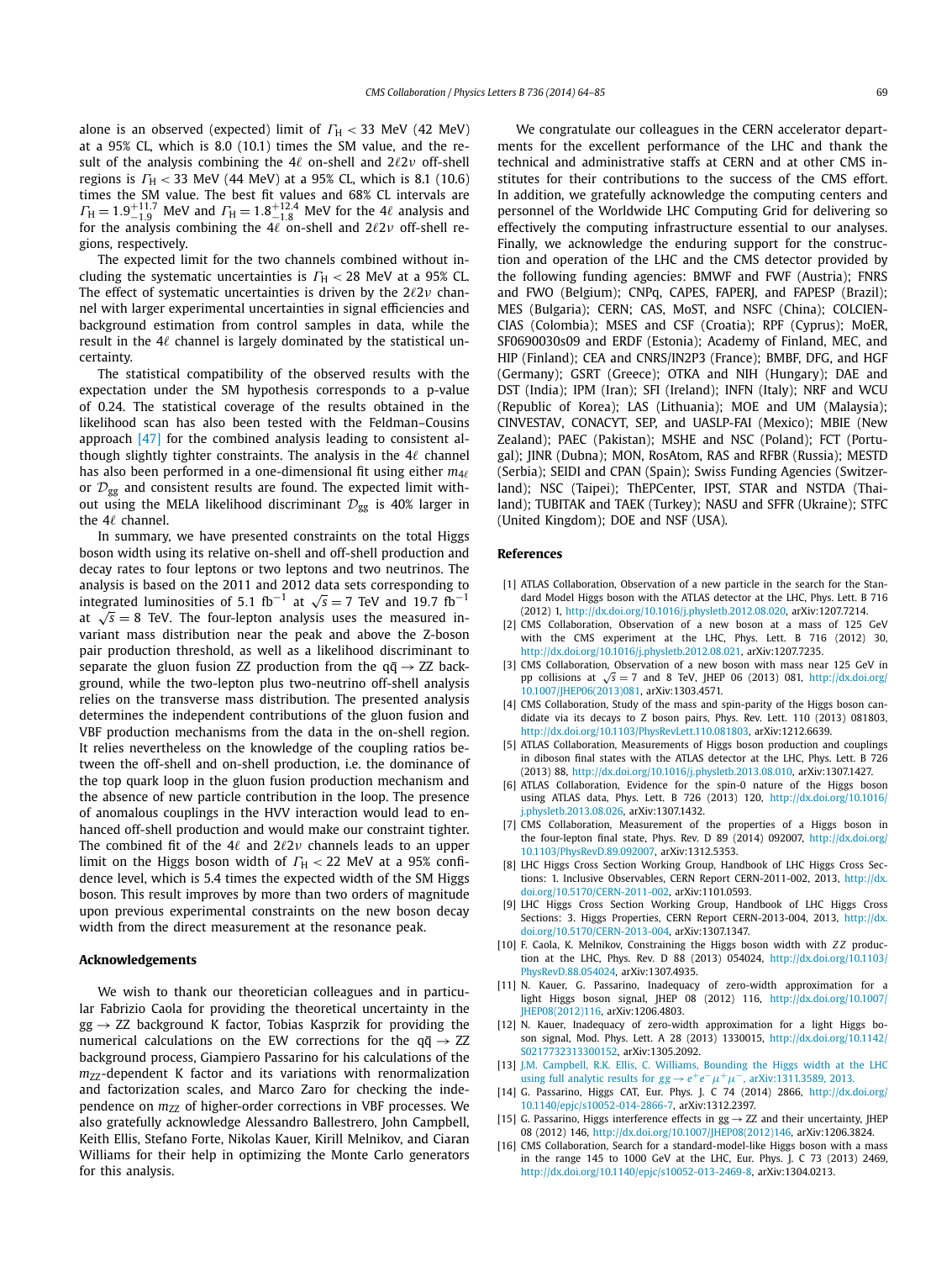alone is an observed (expected) limit of $\Gamma_{\mathrm{H}} < 33$ MeV (42 MeV) at a 95% CL, which is 8.0 (10.1) times the SM value, and the result of the analysis combining the $4\ell$ on-shell and $2\ell 2\nu$ off-shell regions is $\Gamma_{\mathrm{H}} < 33$ MeV (44 MeV) at a 95% CL, which is 8.1 (10.6) times the SM value. The best fit values and 68% CL intervals are $\Gamma_{\mathrm{H}} = 1.9^{+11.7}_{-1.9}$ MeV and $\Gamma_{\mathrm{H}} = 1.8^{+12.4}_{-1.8}$ MeV for the $4\ell$ analysis and for the analysis combining the $4\ell$ on-shell and $2\ell 2\nu$ off-shell regions, respectively.

The expected limit for the two channels combined without including the systematic uncertainties is $\Gamma_{\mathrm{H}} < 28$ MeV at a 95% CL. The effect of systematic uncertainties is driven by the $2\ell 2\nu$ channel with larger experimental uncertainties in signal efficiencies and background estimation from control samples in data, while the result in the $4\ell$ channel is largely dominated by the statistical uncertainty.

The statistical compatibility of the observed results with the expectation under the SM hypothesis corresponds to a p-value of 0.24. The statistical coverage of the results obtained in the likelihood scan has also been tested with the Feldman–Cousins approach [47] for the combined analysis leading to consistent although slightly tighter constraints. The analysis in the $4\ell$ channel has also been performed in a one-dimensional fit using either $m_{4\ell}$ or $\mathcal{D}_{\mathrm{gg}}$ and consistent results are found. The expected limit without using the MELA likelihood discriminant $\mathcal{D}_{\mathrm{gg}}$ is 40% larger in the $4\ell$ channel.

In summary, we have presented constraints on the total Higgs boson width using its relative on-shell and off-shell production and decay rates to four leptons or two leptons and two neutrinos. The analysis is based on the 2011 and 2012 data sets corresponding to integrated luminosities of 5.1 fb$^{-1}$ at $\sqrt{s} = 7$ TeV and 19.7 fb$^{-1}$ at $\sqrt{s} = 8$ TeV. The four-lepton analysis uses the measured invariant mass distribution near the peak and above the Z-boson pair production threshold, as well as a likelihood discriminant to separate the gluon fusion ZZ production from the $\mathrm{q\bar{q}} \to \mathrm{ZZ}$ background, while the two-lepton plus two-neutrino off-shell analysis relies on the transverse mass distribution. The presented analysis determines the independent contributions of the gluon fusion and VBF production mechanisms from the data in the on-shell region. It relies nevertheless on the knowledge of the coupling ratios between the off-shell and on-shell production, i.e. the dominance of the top quark loop in the gluon fusion production mechanism and the absence of new particle contribution in the loop. The presence of anomalous couplings in the HVV interaction would lead to enhanced off-shell production and would make our constraint tighter. The combined fit of the $4\ell$ and $2\ell 2\nu$ channels leads to an upper limit on the Higgs boson width of $\Gamma_{\mathrm{H}} < 22$ MeV at a 95% confidence level, which is 5.4 times the expected width of the SM Higgs boson. This result improves by more than two orders of magnitude upon previous experimental constraints on the new boson decay width from the direct measurement at the resonance peak.

## Acknowledgements

We wish to thank our theoretician colleagues and in particular Fabrizio Caola for providing the theoretical uncertainty in the $\mathrm{gg} \to \mathrm{ZZ}$ background K factor, Tobias Kasprzik for providing the numerical calculations on the EW corrections for the $\mathrm{q\bar{q}} \to \mathrm{ZZ}$ background process, Giampiero Passarino for his calculations of the $m_{\mathrm{ZZ}}$-dependent K factor and its variations with renormalization and factorization scales, and Marco Zaro for checking the independence on $m_{\mathrm{ZZ}}$ of higher-order corrections in VBF processes. We also gratefully acknowledge Alessandro Ballestrero, John Campbell, Keith Ellis, Stefano Forte, Nikolas Kauer, Kirill Melnikov, and Ciaran Williams for their help in optimizing the Monte Carlo generators for this analysis.

We congratulate our colleagues in the CERN accelerator departments for the excellent performance of the LHC and thank the technical and administrative staffs at CERN and at other CMS institutes for their contributions to the success of the CMS effort. In addition, we gratefully acknowledge the computing centers and personnel of the Worldwide LHC Computing Grid for delivering so effectively the computing infrastructure essential to our analyses. Finally, we acknowledge the enduring support for the construction and operation of the LHC and the CMS detector provided by the following funding agencies: BMWF and FWF (Austria); FNRS and FWO (Belgium); CNPq, CAPES, FAPERJ, and FAPESP (Brazil); MES (Bulgaria); CERN; CAS, MoST, and NSFC (China); COLCIENCIAS (Colombia); MSES and CSF (Croatia); RPF (Cyprus); MoER, SF0690030s09 and ERDF (Estonia); Academy of Finland, MEC, and HIP (Finland); CEA and CNRS/IN2P3 (France); BMBF, DFG, and HGF (Germany); GSRT (Greece); OTKA and NIH (Hungary); DAE and DST (India); IPM (Iran); SFI (Ireland); INFN (Italy); NRF and WCU (Republic of Korea); LAS (Lithuania); MOE and UM (Malaysia); CINVESTAV, CONACYT, SEP, and UASLP-FAI (Mexico); MBIE (New Zealand); PAEC (Pakistan); MSHE and NSC (Poland); FCT (Portugal); JINR (Dubna); MON, RosAtom, RAS and RFBR (Russia); MESTD (Serbia); SEIDI and CPAN (Spain); Swiss Funding Agencies (Switzerland); NSC (Taipei); ThEPCenter, IPST, STAR and NSTDA (Thailand); TUBITAK and TAEK (Turkey); NASU and SFFR (Ukraine); STFC (United Kingdom); DOE and NSF (USA).

## References

[1] ATLAS Collaboration, Observation of a new particle in the search for the Standard Model Higgs boson with the ATLAS detector at the LHC, Phys. Lett. B 716 (2012) 1, http://dx.doi.org/10.1016/j.physletb.2012.08.020, arXiv:1207.7214.

[2] CMS Collaboration, Observation of a new boson at a mass of 125 GeV with the CMS experiment at the LHC, Phys. Lett. B 716 (2012) 30, http://dx.doi.org/10.1016/j.physletb.2012.08.021, arXiv:1207.7235.

[3] CMS Collaboration, Observation of a new boson with mass near 125 GeV in pp collisions at $\sqrt{s} = 7$ and 8 TeV, JHEP 06 (2013) 081, http://dx.doi.org/10.1007/JHEP06(2013)081, arXiv:1303.4571.

[4] CMS Collaboration, Study of the mass and spin-parity of the Higgs boson candidate via its decays to Z boson pairs, Phys. Rev. Lett. 110 (2013) 081803, http://dx.doi.org/10.1103/PhysRevLett.110.081803, arXiv:1212.6639.

[5] ATLAS Collaboration, Measurements of Higgs boson production and couplings in diboson final states with the ATLAS detector at the LHC, Phys. Lett. B 726 (2013) 88, http://dx.doi.org/10.1016/j.physletb.2013.08.010, arXiv:1307.1427.

[6] ATLAS Collaboration, Evidence for the spin-0 nature of the Higgs boson using ATLAS data, Phys. Lett. B 726 (2013) 120, http://dx.doi.org/10.1016/j.physletb.2013.08.026, arXiv:1307.1432.

[7] CMS Collaboration, Measurement of the properties of a Higgs boson in the four-lepton final state, Phys. Rev. D 89 (2014) 092007, http://dx.doi.org/10.1103/PhysRevD.89.092007, arXiv:1312.5353.

[8] LHC Higgs Cross Section Working Group, Handbook of LHC Higgs Cross Sections: 1. Inclusive Observables, CERN Report CERN-2011-002, 2013, http://dx.doi.org/10.5170/CERN-2011-002, arXiv:1101.0593.

[9] LHC Higgs Cross Section Working Group, Handbook of LHC Higgs Cross Sections: 3. Higgs Properties, CERN Report CERN-2013-004, 2013, http://dx.doi.org/10.5170/CERN-2013-004, arXiv:1307.1347.

[10] F. Caola, K. Melnikov, Constraining the Higgs boson width with $ZZ$ production at the LHC, Phys. Rev. D 88 (2013) 054024, http://dx.doi.org/10.1103/PhysRevD.88.054024, arXiv:1307.4935.

[11] N. Kauer, G. Passarino, Inadequacy of zero-width approximation for a light Higgs boson signal, JHEP 08 (2012) 116, http://dx.doi.org/10.1007/JHEP08(2012)116, arXiv:1206.4803.

[12] N. Kauer, Inadequacy of zero-width approximation for a light Higgs boson signal, Mod. Phys. Lett. A 28 (2013) 1330015, http://dx.doi.org/10.1142/S0217732313300152, arXiv:1305.2092.

[13] J.M. Campbell, R.K. Ellis, C. Williams, Bounding the Higgs width at the LHC using full analytic results for $gg \to e^{+}e^{-}\mu^{+}\mu^{-}$, arXiv:1311.3589, 2013.

[14] G. Passarino, Higgs CAT, Eur. Phys. J. C 74 (2014) 2866, http://dx.doi.org/10.1140/epjc/s10052-014-2866-7, arXiv:1312.2397.

[15] G. Passarino, Higgs interference effects in $\mathrm{gg} \to \mathrm{ZZ}$ and their uncertainty, JHEP 08 (2012) 146, http://dx.doi.org/10.1007/JHEP08(2012)146, arXiv:1206.3824.

[16] CMS Collaboration, Search for a standard-model-like Higgs boson with a mass in the range 145 to 1000 GeV at the LHC, Eur. Phys. J. C 73 (2013) 2469, http://dx.doi.org/10.1140/epjc/s10052-013-2469-8, arXiv:1304.0213.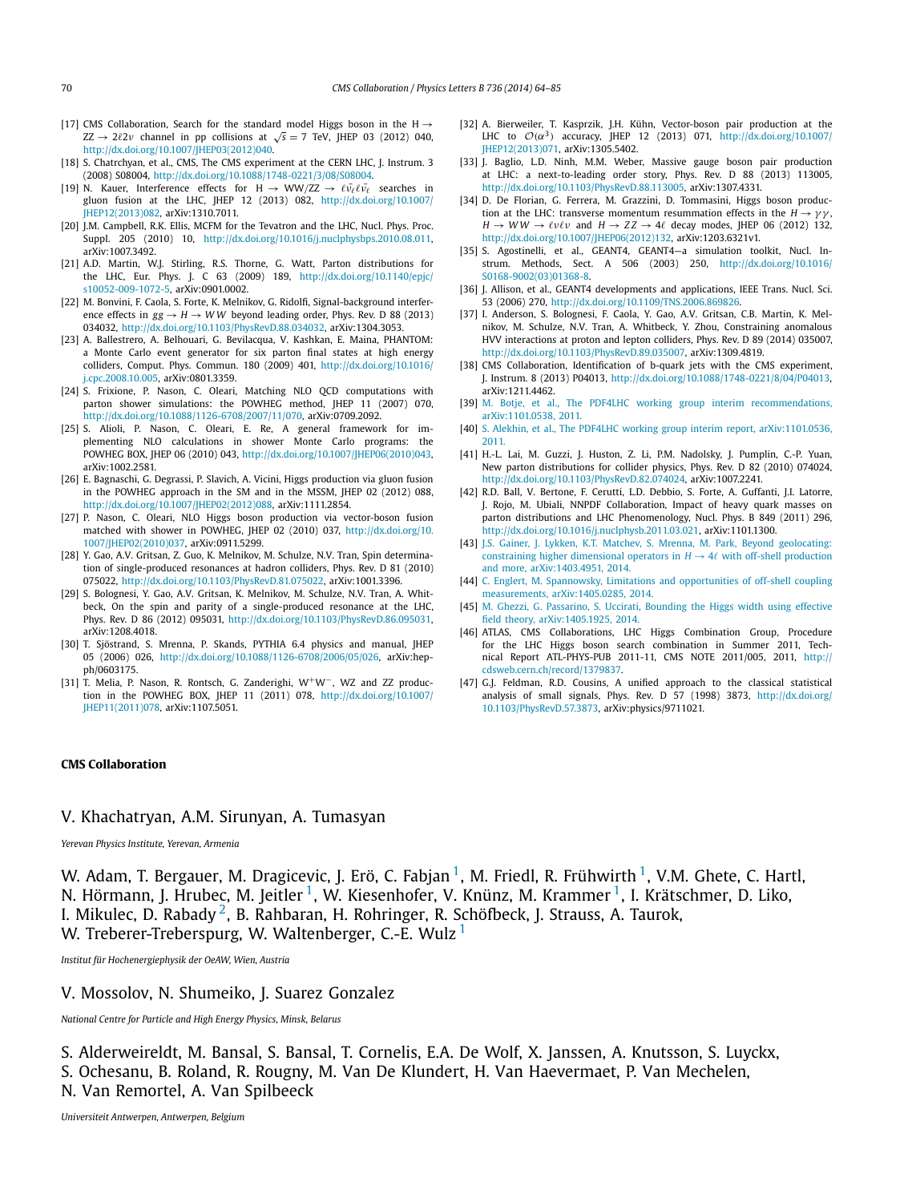[17] CMS Collaboration, Search for the standard model Higgs boson in the $H \to ZZ \to 2\ell 2\nu$ channel in pp collisions at $\sqrt{s} = 7$ TeV, JHEP 03 (2012) 040, http://dx.doi.org/10.1007/JHEP03(2012)040.

[18] S. Chatrchyan, et al., CMS, The CMS experiment at the CERN LHC, J. Instrum. 3 (2008) S08004, http://dx.doi.org/10.1088/1748-0221/3/08/S08004.

[19] N. Kauer, Interference effects for $H \to WW/ZZ \to \ell\bar{\nu}_\ell \ell\bar{\nu}_\ell$ searches in gluon fusion at the LHC, JHEP 12 (2013) 082, http://dx.doi.org/10.1007/JHEP12(2013)082, arXiv:1310.7011.

[20] J.M. Campbell, R.K. Ellis, MCFM for the Tevatron and the LHC, Nucl. Phys. Proc. Suppl. 205 (2010) 10, http://dx.doi.org/10.1016/j.nuclphysbps.2010.08.011, arXiv:1007.3492.

[21] A.D. Martin, W.J. Stirling, R.S. Thorne, G. Watt, Parton distributions for the LHC, Eur. Phys. J. C 63 (2009) 189, http://dx.doi.org/10.1140/epjc/s10052-009-1072-5, arXiv:0901.0002.

[22] M. Bonvini, F. Caola, S. Forte, K. Melnikov, G. Ridolfi, Signal-background interference effects in $gg \to H \to WW$ beyond leading order, Phys. Rev. D 88 (2013) 034032, http://dx.doi.org/10.1103/PhysRevD.88.034032, arXiv:1304.3053.

[23] A. Ballestrero, A. Belhouari, G. Bevilacqua, V. Kashkan, E. Maina, PHANTOM: a Monte Carlo event generator for six parton final states at high energy colliders, Comput. Phys. Commun. 180 (2009) 401, http://dx.doi.org/10.1016/j.cpc.2008.10.005, arXiv:0801.3359.

[24] S. Frixione, P. Nason, C. Oleari, Matching NLO QCD computations with parton shower simulations: the POWHEG method, JHEP 11 (2007) 070, http://dx.doi.org/10.1088/1126-6708/2007/11/070, arXiv:0709.2092.

[25] S. Alioli, P. Nason, C. Oleari, E. Re, A general framework for implementing NLO calculations in shower Monte Carlo programs: the POWHEG BOX, JHEP 06 (2010) 043, http://dx.doi.org/10.1007/JHEP06(2010)043, arXiv:1002.2581.

[26] E. Bagnaschi, G. Degrassi, P. Slavich, A. Vicini, Higgs production via gluon fusion in the POWHEG approach in the SM and in the MSSM, JHEP 02 (2012) 088, http://dx.doi.org/10.1007/JHEP02(2012)088, arXiv:1111.2854.

[27] P. Nason, C. Oleari, NLO Higgs boson production via vector-boson fusion matched with shower in POWHEG, JHEP 02 (2010) 037, http://dx.doi.org/10.1007/JHEP02(2010)037, arXiv:0911.5299.

[28] Y. Gao, A.V. Gritsan, Z. Guo, K. Melnikov, M. Schulze, N.V. Tran, Spin determination of single-produced resonances at hadron colliders, Phys. Rev. D 81 (2010) 075022, http://dx.doi.org/10.1103/PhysRevD.81.075022, arXiv:1001.3396.

[29] S. Bolognesi, Y. Gao, A.V. Gritsan, K. Melnikov, M. Schulze, N.V. Tran, A. Whitbeck, On the spin and parity of a single-produced resonance at the LHC, Phys. Rev. D 86 (2012) 095031, http://dx.doi.org/10.1103/PhysRevD.86.095031, arXiv:1208.4018.

[30] T. Sjöstrand, S. Mrenna, P. Skands, PYTHIA 6.4 physics and manual, JHEP 05 (2006) 026, http://dx.doi.org/10.1088/1126-6708/2006/05/026, arXiv:hep-ph/0603175.

[31] T. Melia, P. Nason, R. Rontsch, G. Zanderighi, $W^+W^-$, WZ and ZZ production in the POWHEG BOX, JHEP 11 (2011) 078, http://dx.doi.org/10.1007/JHEP11(2011)078, arXiv:1107.5051.

[32] A. Bierweiler, T. Kasprzik, J.H. Kühn, Vector-boson pair production at the LHC to $\mathcal{O}(\alpha^3)$ accuracy, JHEP 12 (2013) 071, http://dx.doi.org/10.1007/JHEP12(2013)071, arXiv:1305.5402.

[33] J. Baglio, L.D. Ninh, M.M. Weber, Massive gauge boson pair production at LHC: a next-to-leading order story, Phys. Rev. D 88 (2013) 113005, http://dx.doi.org/10.1103/PhysRevD.88.113005, arXiv:1307.4331.

[34] D. De Florian, G. Ferrera, M. Grazzini, D. Tommasini, Higgs boson production at the LHC: transverse momentum resummation effects in the $H \to \gamma\gamma$, $H \to WW \to \ell\nu\ell\nu$ and $H \to ZZ \to 4\ell$ decay modes, JHEP 06 (2012) 132, http://dx.doi.org/10.1007/JHEP06(2012)132, arXiv:1203.6321v1.

[35] S. Agostinelli, et al., GEANT4, GEANT4—a simulation toolkit, Nucl. Instrum. Methods, Sect. A 506 (2003) 250, http://dx.doi.org/10.1016/S0168-9002(03)01368-8.

[36] J. Allison, et al., GEANT4 developments and applications, IEEE Trans. Nucl. Sci. 53 (2006) 270, http://dx.doi.org/10.1109/TNS.2006.869826.

[37] I. Anderson, S. Bolognesi, F. Caola, Y. Gao, A.V. Gritsan, C.B. Martin, K. Melnikov, M. Schulze, N.V. Tran, A. Whitbeck, Y. Zhou, Constraining anomalous HVV interactions at proton and lepton colliders, Phys. Rev. D 89 (2014) 035007, http://dx.doi.org/10.1103/PhysRevD.89.035007, arXiv:1309.4819.

[38] CMS Collaboration, Identification of b-quark jets with the CMS experiment, J. Instrum. 8 (2013) P04013, http://dx.doi.org/10.1088/1748-0221/8/04/P04013, arXiv:1211.4462.

[39] M. Botje, et al., The PDF4LHC working group interim recommendations, arXiv:1101.0538, 2011.

[40] S. Alekhin, et al., The PDF4LHC working group interim report, arXiv:1101.0536, 2011.

[41] H.-L. Lai, M. Guzzi, J. Huston, Z. Li, P.M. Nadolsky, J. Pumplin, C.-P. Yuan, New parton distributions for collider physics, Phys. Rev. D 82 (2010) 074024, http://dx.doi.org/10.1103/PhysRevD.82.074024, arXiv:1007.2241.

[42] R.D. Ball, V. Bertone, F. Cerutti, L.D. Debbio, S. Forte, A. Guffanti, J.I. Latorre, J. Rojo, M. Ubiali, NNPDF Collaboration, Impact of heavy quark masses on parton distributions and LHC Phenomenology, Nucl. Phys. B 849 (2011) 296, http://dx.doi.org/10.1016/j.nuclphysb.2011.03.021, arXiv:1101.1300.

[43] J.S. Gainer, J. Lykken, K.T. Matchev, S. Mrenna, M. Park, Beyond geolocating: constraining higher dimensional operators in $H \to 4\ell$ with off-shell production and more, arXiv:1403.4951, 2014.

[44] C. Englert, M. Spannowsky, Limitations and opportunities of off-shell coupling measurements, arXiv:1405.0285, 2014.

[45] M. Ghezzi, G. Passarino, S. Uccirati, Bounding the Higgs width using effective field theory, arXiv:1405.1925, 2014.

[46] ATLAS, CMS Collaborations, LHC Higgs Combination Group, Procedure for the LHC Higgs boson search combination in Summer 2011, Technical Report ATL-PHYS-PUB 2011-11, CMS NOTE 2011/005, 2011, http://cdsweb.cern.ch/record/1379837.

[47] G.J. Feldman, R.D. Cousins, A unified approach to the classical statistical analysis of small signals, Phys. Rev. D 57 (1998) 3873, http://dx.doi.org/10.1103/PhysRevD.57.3873, arXiv:physics/9711021.

## CMS Collaboration

V. Khachatryan, A.M. Sirunyan, A. Tumasyan

*Yerevan Physics Institute, Yerevan, Armenia*

W. Adam, T. Bergauer, M. Dragicevic, J. Erö, C. Fabjan [1], M. Friedl, R. Frühwirth [1], V.M. Ghete, C. Hartl, N. Hörmann, J. Hrubec, M. Jeitler [1], W. Kiesenhofer, V. Knünz, M. Krammer [1], I. Krätschmer, D. Liko, I. Mikulec, D. Rabady [2], B. Rahbaran, H. Rohringer, R. Schöfbeck, J. Strauss, A. Taurok, W. Treberer-Treberspurg, W. Waltenberger, C.-E. Wulz [1]

*Institut für Hochenergiephysik der OeAW, Wien, Austria*

V. Mossolov, N. Shumeiko, J. Suarez Gonzalez

*National Centre for Particle and High Energy Physics, Minsk, Belarus*

S. Alderweireldt, M. Bansal, S. Bansal, T. Cornelis, E.A. De Wolf, X. Janssen, A. Knutsson, S. Luyckx, S. Ochesanu, B. Roland, R. Rougny, M. Van De Klundert, H. Van Haevermaet, P. Van Mechelen, N. Van Remortel, A. Van Spilbeeck

*Universiteit Antwerpen, Antwerpen, Belgium*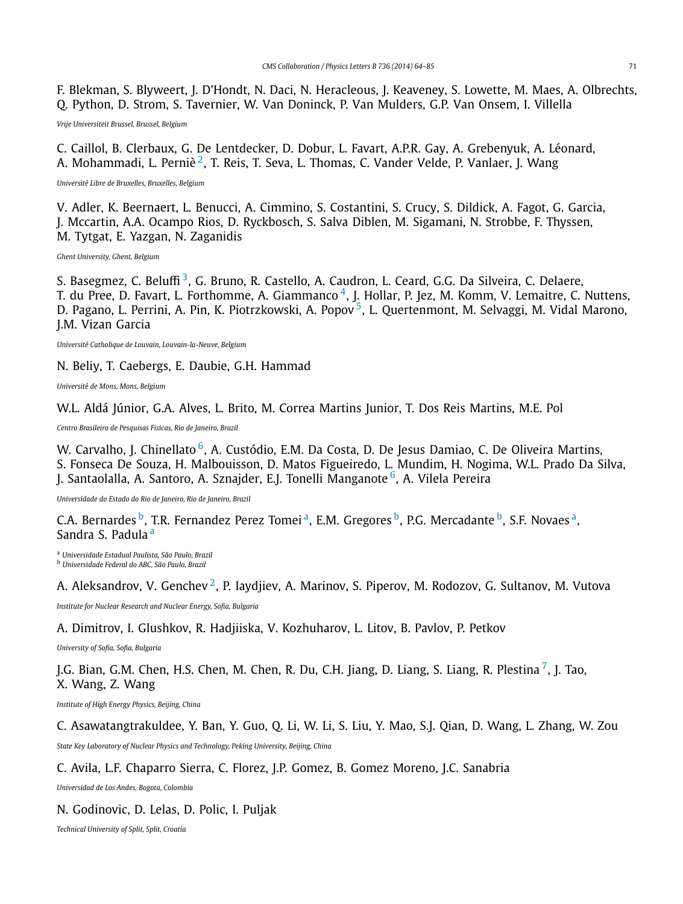F. Blekman, S. Blyweert, J. D'Hondt, N. Daci, N. Heracleous, J. Keaveney, S. Lowette, M. Maes, A. Olbrechts, Q. Python, D. Strom, S. Tavernier, W. Van Doninck, P. Van Mulders, G.P. Van Onsem, I. Villella

*Vrije Universiteit Brussel, Brussel, Belgium*

C. Caillol, B. Clerbaux, G. De Lentdecker, D. Dobur, L. Favart, A.P.R. Gay, A. Grebenyuk, A. Léonard, A. Mohammadi, L. Perniè [2], T. Reis, T. Seva, L. Thomas, C. Vander Velde, P. Vanlaer, J. Wang

*Université Libre de Bruxelles, Bruxelles, Belgium*

V. Adler, K. Beernaert, L. Benucci, A. Cimmino, S. Costantini, S. Crucy, S. Dildick, A. Fagot, G. Garcia, J. Mccartin, A.A. Ocampo Rios, D. Ryckbosch, S. Salva Diblen, M. Sigamani, N. Strobbe, F. Thyssen, M. Tytgat, E. Yazgan, N. Zaganidis

*Ghent University, Ghent, Belgium*

S. Basegmez, C. Beluffi [3], G. Bruno, R. Castello, A. Caudron, L. Ceard, G.G. Da Silveira, C. Delaere, T. du Pree, D. Favart, L. Forthomme, A. Giammanco [4], J. Hollar, P. Jez, M. Komm, V. Lemaitre, C. Nuttens, D. Pagano, L. Perrini, A. Pin, K. Piotrzkowski, A. Popov [5], L. Quertenmont, M. Selvaggi, M. Vidal Marono, J.M. Vizan Garcia

*Université Catholique de Louvain, Louvain-la-Neuve, Belgium*

N. Beliy, T. Caebergs, E. Daubie, G.H. Hammad

*Université de Mons, Mons, Belgium*

W.L. Aldá Júnior, G.A. Alves, L. Brito, M. Correa Martins Junior, T. Dos Reis Martins, M.E. Pol

*Centro Brasileiro de Pesquisas Fisicas, Rio de Janeiro, Brazil*

W. Carvalho, J. Chinellato [6], A. Custódio, E.M. Da Costa, D. De Jesus Damiao, C. De Oliveira Martins, S. Fonseca De Souza, H. Malbouisson, D. Matos Figueiredo, L. Mundim, H. Nogima, W.L. Prado Da Silva, J. Santaolalla, A. Santoro, A. Sznajder, E.J. Tonelli Manganote [6], A. Vilela Pereira

*Universidade do Estado do Rio de Janeiro, Rio de Janeiro, Brazil*

C.A. Bernardes [b], T.R. Fernandez Perez Tomei [a], E.M. Gregores [b], P.G. Mercadante [b], S.F. Novaes [a], Sandra S. Padula [a]

[a] *Universidade Estadual Paulista, São Paulo, Brazil*
[b] *Universidade Federal do ABC, São Paulo, Brazil*

A. Aleksandrov, V. Genchev [2], P. Iaydjiev, A. Marinov, S. Piperov, M. Rodozov, G. Sultanov, M. Vutova

*Institute for Nuclear Research and Nuclear Energy, Sofia, Bulgaria*

A. Dimitrov, I. Glushkov, R. Hadjiiska, V. Kozhuharov, L. Litov, B. Pavlov, P. Petkov

*University of Sofia, Sofia, Bulgaria*

J.G. Bian, G.M. Chen, H.S. Chen, M. Chen, R. Du, C.H. Jiang, D. Liang, S. Liang, R. Plestina [7], J. Tao, X. Wang, Z. Wang

*Institute of High Energy Physics, Beijing, China*

C. Asawatangtrakuldee, Y. Ban, Y. Guo, Q. Li, W. Li, S. Liu, Y. Mao, S.J. Qian, D. Wang, L. Zhang, W. Zou

*State Key Laboratory of Nuclear Physics and Technology, Peking University, Beijing, China*

C. Avila, L.F. Chaparro Sierra, C. Florez, J.P. Gomez, B. Gomez Moreno, J.C. Sanabria

*Universidad de Los Andes, Bogota, Colombia*

N. Godinovic, D. Lelas, D. Polic, I. Puljak

*Technical University of Split, Split, Croatia*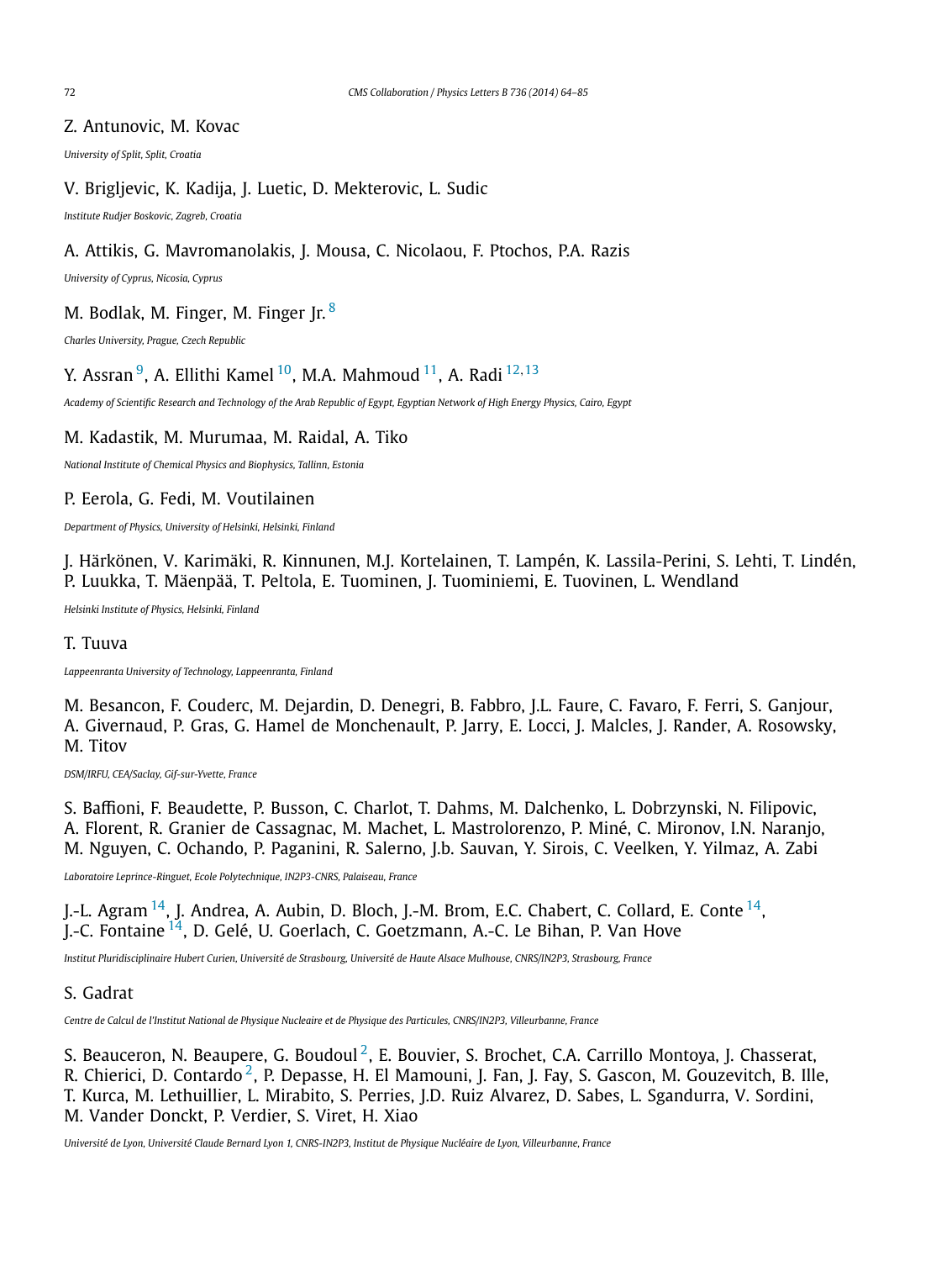Z. Antunovic, M. Kovac

*University of Split, Split, Croatia*

V. Brigljevic, K. Kadija, J. Luetic, D. Mekterovic, L. Sudic

*Institute Rudjer Boskovic, Zagreb, Croatia*

A. Attikis, G. Mavromanolakis, J. Mousa, C. Nicolaou, F. Ptochos, P.A. Razis

*University of Cyprus, Nicosia, Cyprus*

M. Bodlak, M. Finger, M. Finger Jr.[8]

*Charles University, Prague, Czech Republic*

Y. Assran[9], A. Ellithi Kamel[10], M.A. Mahmoud[11], A. Radi[12,13]

*Academy of Scientific Research and Technology of the Arab Republic of Egypt, Egyptian Network of High Energy Physics, Cairo, Egypt*

M. Kadastik, M. Murumaa, M. Raidal, A. Tiko

*National Institute of Chemical Physics and Biophysics, Tallinn, Estonia*

P. Eerola, G. Fedi, M. Voutilainen

*Department of Physics, University of Helsinki, Helsinki, Finland*

J. Härkönen, V. Karimäki, R. Kinnunen, M.J. Kortelainen, T. Lampén, K. Lassila-Perini, S. Lehti, T. Lindén, P. Luukka, T. Mäenpää, T. Peltola, E. Tuominen, J. Tuominiemi, E. Tuovinen, L. Wendland

*Helsinki Institute of Physics, Helsinki, Finland*

T. Tuuva

*Lappeenranta University of Technology, Lappeenranta, Finland*

M. Besancon, F. Couderc, M. Dejardin, D. Denegri, B. Fabbro, J.L. Faure, C. Favaro, F. Ferri, S. Ganjour, A. Givernaud, P. Gras, G. Hamel de Monchenault, P. Jarry, E. Locci, J. Malcles, J. Rander, A. Rosowsky, M. Titov

*DSM/IRFU, CEA/Saclay, Gif-sur-Yvette, France*

S. Baffioni, F. Beaudette, P. Busson, C. Charlot, T. Dahms, M. Dalchenko, L. Dobrzynski, N. Filipovic, A. Florent, R. Granier de Cassagnac, M. Machet, L. Mastrolorenzo, P. Miné, C. Mironov, I.N. Naranjo, M. Nguyen, C. Ochando, P. Paganini, R. Salerno, J.b. Sauvan, Y. Sirois, C. Veelken, Y. Yilmaz, A. Zabi

*Laboratoire Leprince-Ringuet, Ecole Polytechnique, IN2P3-CNRS, Palaiseau, France*

J.-L. Agram[14], J. Andrea, A. Aubin, D. Bloch, J.-M. Brom, E.C. Chabert, C. Collard, E. Conte[14], J.-C. Fontaine[14], D. Gelé, U. Goerlach, C. Goetzmann, A.-C. Le Bihan, P. Van Hove

*Institut Pluridisciplinaire Hubert Curien, Université de Strasbourg, Université de Haute Alsace Mulhouse, CNRS/IN2P3, Strasbourg, France*

S. Gadrat

*Centre de Calcul de l'Institut National de Physique Nucleaire et de Physique des Particules, CNRS/IN2P3, Villeurbanne, France*

S. Beauceron, N. Beaupere, G. Boudoul[2], E. Bouvier, S. Brochet, C.A. Carrillo Montoya, J. Chasserat, R. Chierici, D. Contardo[2], P. Depasse, H. El Mamouni, J. Fan, J. Fay, S. Gascon, M. Gouzevitch, B. Ille, T. Kurca, M. Lethuillier, L. Mirabito, S. Perries, J.D. Ruiz Alvarez, D. Sabes, L. Sgandurra, V. Sordini, M. Vander Donckt, P. Verdier, S. Viret, H. Xiao

*Université de Lyon, Université Claude Bernard Lyon 1, CNRS-IN2P3, Institut de Physique Nucléaire de Lyon, Villeurbanne, France*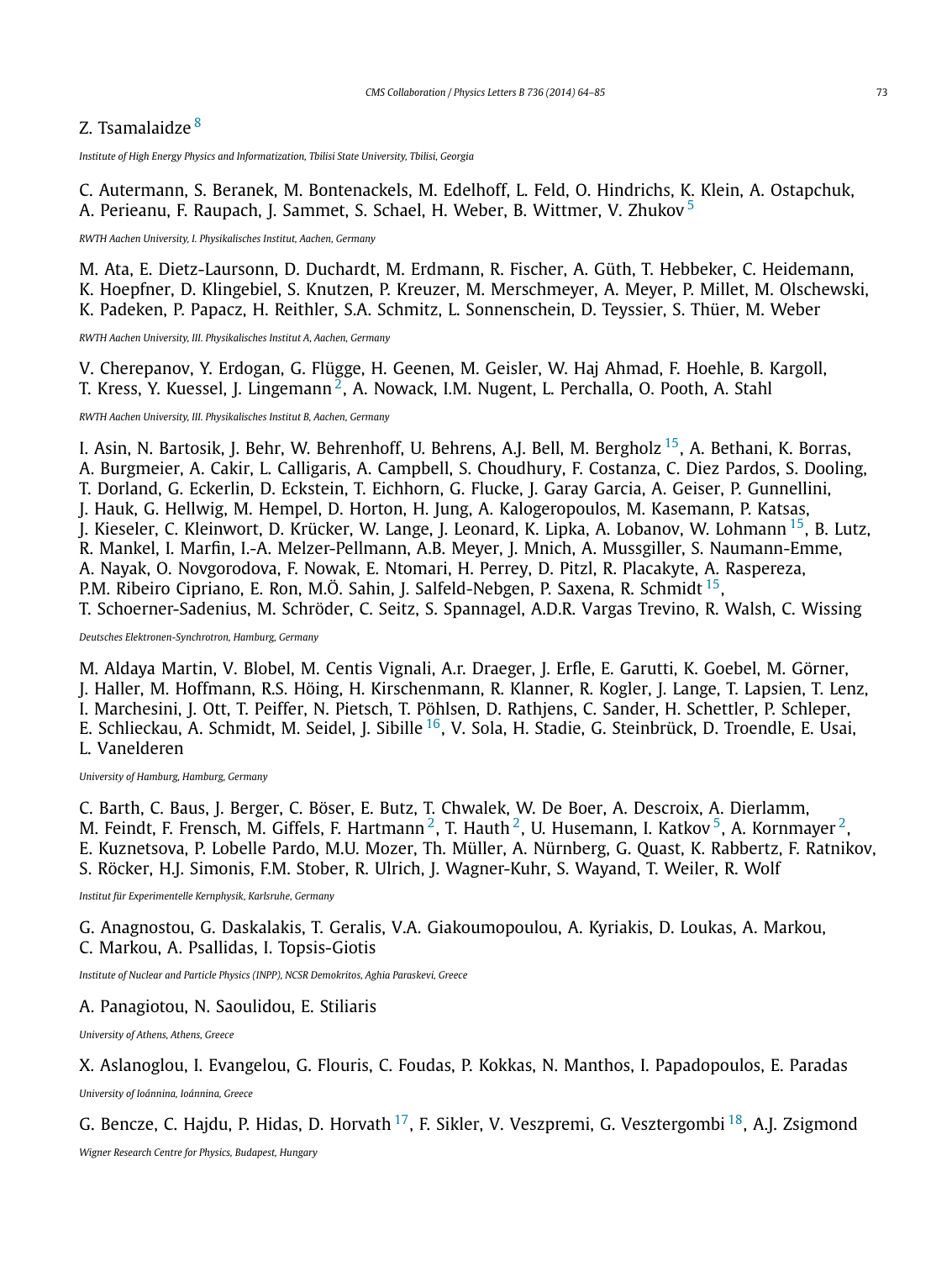Z. Tsamalaidze [8]

*Institute of High Energy Physics and Informatization, Tbilisi State University, Tbilisi, Georgia*

C. Autermann, S. Beranek, M. Bontenackels, M. Edelhoff, L. Feld, O. Hindrichs, K. Klein, A. Ostapchuk, A. Perieanu, F. Raupach, J. Sammet, S. Schael, H. Weber, B. Wittmer, V. Zhukov [5]

*RWTH Aachen University, I. Physikalisches Institut, Aachen, Germany*

M. Ata, E. Dietz-Laursonn, D. Duchardt, M. Erdmann, R. Fischer, A. Güth, T. Hebbeker, C. Heidemann, K. Hoepfner, D. Klingebiel, S. Knutzen, P. Kreuzer, M. Merschmeyer, A. Meyer, P. Millet, M. Olschewski, K. Padeken, P. Papacz, H. Reithler, S.A. Schmitz, L. Sonnenschein, D. Teyssier, S. Thüer, M. Weber

*RWTH Aachen University, III. Physikalisches Institut A, Aachen, Germany*

V. Cherepanov, Y. Erdogan, G. Flügge, H. Geenen, M. Geisler, W. Haj Ahmad, F. Hoehle, B. Kargoll, T. Kress, Y. Kuessel, J. Lingemann [2], A. Nowack, I.M. Nugent, L. Perchalla, O. Pooth, A. Stahl

*RWTH Aachen University, III. Physikalisches Institut B, Aachen, Germany*

I. Asin, N. Bartosik, J. Behr, W. Behrenhoff, U. Behrens, A.J. Bell, M. Bergholz [15], A. Bethani, K. Borras, A. Burgmeier, A. Cakir, L. Calligaris, A. Campbell, S. Choudhury, F. Costanza, C. Diez Pardos, S. Dooling, T. Dorland, G. Eckerlin, D. Eckstein, T. Eichhorn, G. Flucke, J. Garay Garcia, A. Geiser, P. Gunnellini, J. Hauk, G. Hellwig, M. Hempel, D. Horton, H. Jung, A. Kalogeropoulos, M. Kasemann, P. Katsas, J. Kieseler, C. Kleinwort, D. Krücker, W. Lange, J. Leonard, K. Lipka, A. Lobanov, W. Lohmann [15], B. Lutz, R. Mankel, I. Marfin, I.-A. Melzer-Pellmann, A.B. Meyer, J. Mnich, A. Mussgiller, S. Naumann-Emme, A. Nayak, O. Novgorodova, F. Nowak, E. Ntomari, H. Perrey, D. Pitzl, R. Placakyte, A. Raspereza, P.M. Ribeiro Cipriano, E. Ron, M.Ö. Sahin, J. Salfeld-Nebgen, P. Saxena, R. Schmidt [15], T. Schoerner-Sadenius, M. Schröder, C. Seitz, S. Spannagel, A.D.R. Vargas Trevino, R. Walsh, C. Wissing

*Deutsches Elektronen-Synchrotron, Hamburg, Germany*

M. Aldaya Martin, V. Blobel, M. Centis Vignali, A.r. Draeger, J. Erfle, E. Garutti, K. Goebel, M. Görner, J. Haller, M. Hoffmann, R.S. Höing, H. Kirschenmann, R. Klanner, R. Kogler, J. Lange, T. Lapsien, T. Lenz, I. Marchesini, J. Ott, T. Peiffer, N. Pietsch, T. Pöhlsen, D. Rathjens, C. Sander, H. Schettler, P. Schleper, E. Schlieckau, A. Schmidt, M. Seidel, J. Sibille [16], V. Sola, H. Stadie, G. Steinbrück, D. Troendle, E. Usai, L. Vanelderen

*University of Hamburg, Hamburg, Germany*

C. Barth, C. Baus, J. Berger, C. Böser, E. Butz, T. Chwalek, W. De Boer, A. Descroix, A. Dierlamm, M. Feindt, F. Frensch, M. Giffels, F. Hartmann [2], T. Hauth [2], U. Husemann, I. Katkov [5], A. Kornmayer [2], E. Kuznetsova, P. Lobelle Pardo, M.U. Mozer, Th. Müller, A. Nürnberg, G. Quast, K. Rabbertz, F. Ratnikov, S. Röcker, H.J. Simonis, F.M. Stober, R. Ulrich, J. Wagner-Kuhr, S. Wayand, T. Weiler, R. Wolf

*Institut für Experimentelle Kernphysik, Karlsruhe, Germany*

G. Anagnostou, G. Daskalakis, T. Geralis, V.A. Giakoumopoulou, A. Kyriakis, D. Loukas, A. Markou, C. Markou, A. Psallidas, I. Topsis-Giotis

*Institute of Nuclear and Particle Physics (INPP), NCSR Demokritos, Aghia Paraskevi, Greece*

A. Panagiotou, N. Saoulidou, E. Stiliaris

*University of Athens, Athens, Greece*

X. Aslanoglou, I. Evangelou, G. Flouris, C. Foudas, P. Kokkas, N. Manthos, I. Papadopoulos, E. Paradas

*University of Ioánnina, Ioánnina, Greece*

G. Bencze, C. Hajdu, P. Hidas, D. Horvath [17], F. Sikler, V. Veszpremi, G. Vesztergombi [18], A.J. Zsigmond

*Wigner Research Centre for Physics, Budapest, Hungary*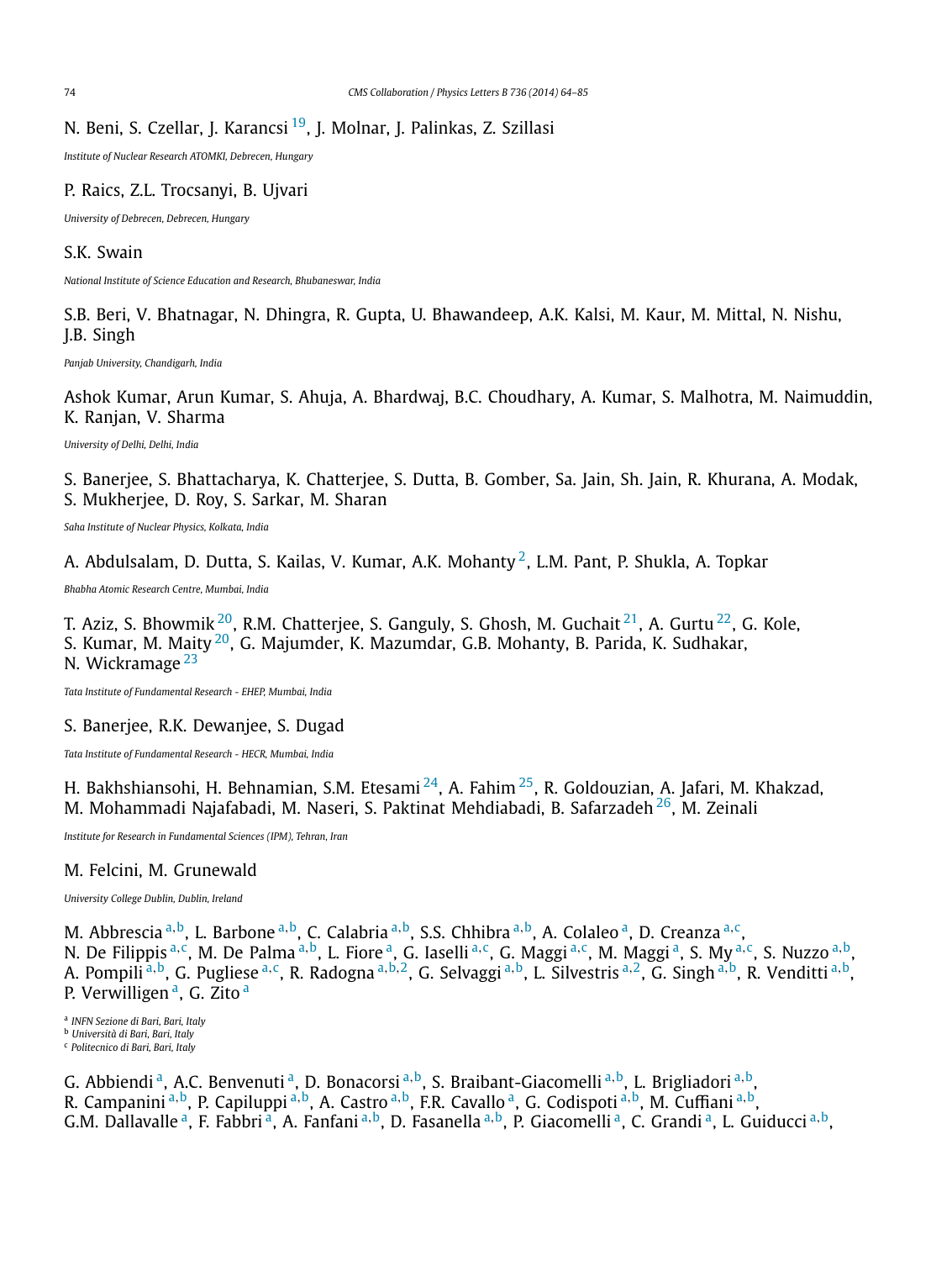N. Beni, S. Czellar, J. Karancsi [19], J. Molnar, J. Palinkas, Z. Szillasi

*Institute of Nuclear Research ATOMKI, Debrecen, Hungary*

P. Raics, Z.L. Trocsanyi, B. Ujvari

*University of Debrecen, Debrecen, Hungary*

S.K. Swain

*National Institute of Science Education and Research, Bhubaneswar, India*

S.B. Beri, V. Bhatnagar, N. Dhingra, R. Gupta, U. Bhawandeep, A.K. Kalsi, M. Kaur, M. Mittal, N. Nishu, J.B. Singh

*Panjab University, Chandigarh, India*

Ashok Kumar, Arun Kumar, S. Ahuja, A. Bhardwaj, B.C. Choudhary, A. Kumar, S. Malhotra, M. Naimuddin, K. Ranjan, V. Sharma

*University of Delhi, Delhi, India*

S. Banerjee, S. Bhattacharya, K. Chatterjee, S. Dutta, B. Gomber, Sa. Jain, Sh. Jain, R. Khurana, A. Modak, S. Mukherjee, D. Roy, S. Sarkar, M. Sharan

*Saha Institute of Nuclear Physics, Kolkata, India*

A. Abdulsalam, D. Dutta, S. Kailas, V. Kumar, A.K. Mohanty [2], L.M. Pant, P. Shukla, A. Topkar

*Bhabha Atomic Research Centre, Mumbai, India*

T. Aziz, S. Bhowmik [20], R.M. Chatterjee, S. Ganguly, S. Ghosh, M. Guchait [21], A. Gurtu [22], G. Kole, S. Kumar, M. Maity [20], G. Majumder, K. Mazumdar, G.B. Mohanty, B. Parida, K. Sudhakar, N. Wickramage [23]

*Tata Institute of Fundamental Research - EHEP, Mumbai, India*

S. Banerjee, R.K. Dewanjee, S. Dugad

*Tata Institute of Fundamental Research - HECR, Mumbai, India*

H. Bakhshiansohi, H. Behnamian, S.M. Etesami [24], A. Fahim [25], R. Goldouzian, A. Jafari, M. Khakzad, M. Mohammadi Najafabadi, M. Naseri, S. Paktinat Mehdiabadi, B. Safarzadeh [26], M. Zeinali

*Institute for Research in Fundamental Sciences (IPM), Tehran, Iran*

M. Felcini, M. Grunewald

*University College Dublin, Dublin, Ireland*

M. Abbrescia [a,b], L. Barbone [a,b], C. Calabria [a,b], S.S. Chhibra [a,b], A. Colaleo [a], D. Creanza [a,c], N. De Filippis [a,c], M. De Palma [a,b], L. Fiore [a], G. Iaselli [a,c], G. Maggi [a,c], M. Maggi [a], S. My [a,c], S. Nuzzo [a,b], A. Pompili [a,b], G. Pugliese [a,c], R. Radogna [a,b,2], G. Selvaggi [a,b], L. Silvestris [a,2], G. Singh [a,b], R. Venditti [a,b], P. Verwilligen [a], G. Zito [a]

[a] *INFN Sezione di Bari, Bari, Italy*
[b] *Università di Bari, Bari, Italy*
[c] *Politecnico di Bari, Bari, Italy*

G. Abbiendi [a], A.C. Benvenuti [a], D. Bonacorsi [a,b], S. Braibant-Giacomelli [a,b], L. Brigliadori [a,b], R. Campanini [a,b], P. Capiluppi [a,b], A. Castro [a,b], F.R. Cavallo [a], G. Codispoti [a,b], M. Cuffiani [a,b], G.M. Dallavalle [a], F. Fabbri [a], A. Fanfani [a,b], D. Fasanella [a,b], P. Giacomelli [a], C. Grandi [a], L. Guiducci [a,b],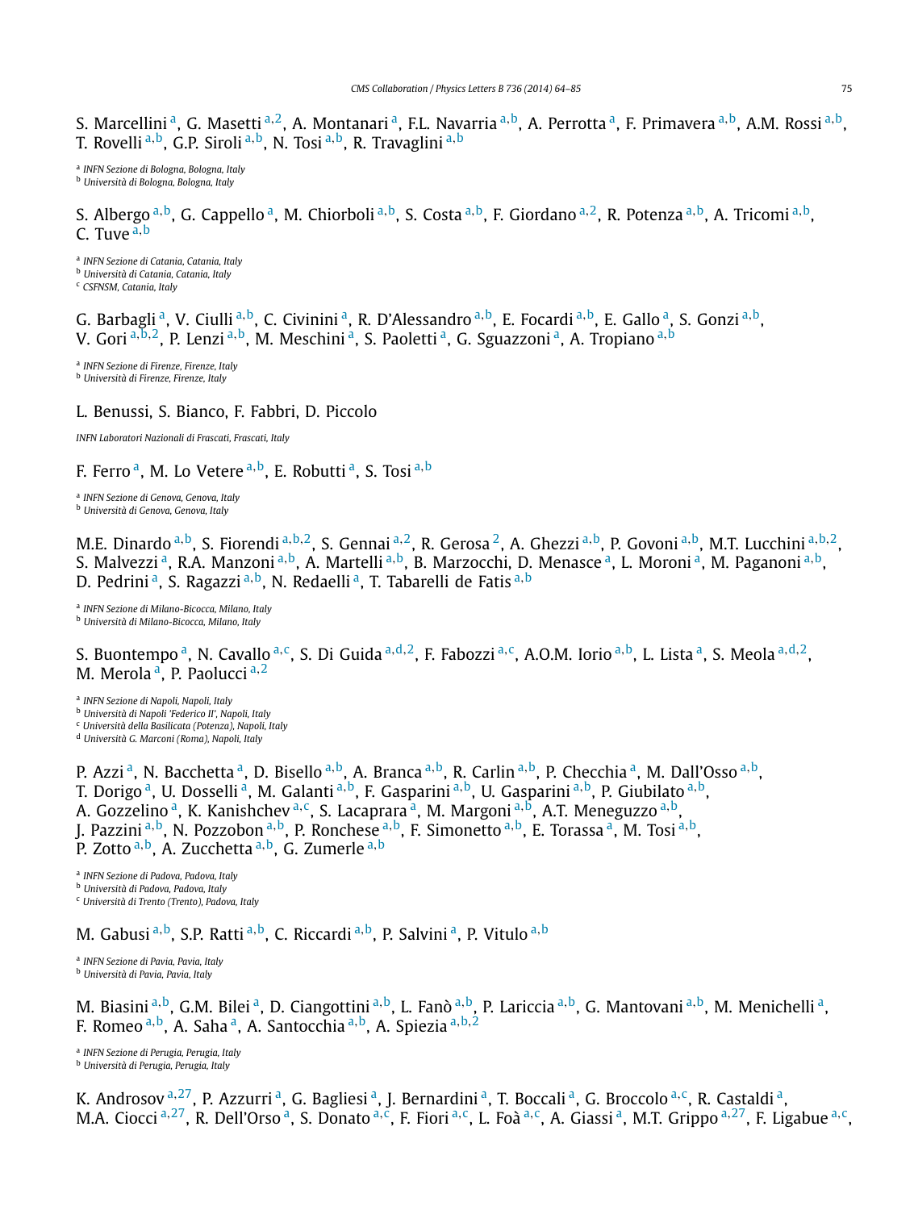S. Marcellini [a], G. Masetti [a,2], A. Montanari [a], F.L. Navarria [a,b], A. Perrotta [a], F. Primavera [a,b], A.M. Rossi [a,b], T. Rovelli [a,b], G.P. Siroli [a,b], N. Tosi [a,b], R. Travaglini [a,b]

[a] *INFN Sezione di Bologna, Bologna, Italy*
[b] *Università di Bologna, Bologna, Italy*

S. Albergo [a,b], G. Cappello [a], M. Chiorboli [a,b], S. Costa [a,b], F. Giordano [a,2], R. Potenza [a,b], A. Tricomi [a,b], C. Tuve [a,b]

[a] *INFN Sezione di Catania, Catania, Italy*
[b] *Università di Catania, Catania, Italy*
[c] *CSFNSM, Catania, Italy*

G. Barbagli [a], V. Ciulli [a,b], C. Civinini [a], R. D'Alessandro [a,b], E. Focardi [a,b], E. Gallo [a], S. Gonzi [a,b], V. Gori [a,b,2], P. Lenzi [a,b], M. Meschini [a], S. Paoletti [a], G. Sguazzoni [a], A. Tropiano [a,b]

[a] *INFN Sezione di Firenze, Firenze, Italy*
[b] *Università di Firenze, Firenze, Italy*

L. Benussi, S. Bianco, F. Fabbri, D. Piccolo

*INFN Laboratori Nazionali di Frascati, Frascati, Italy*

F. Ferro [a], M. Lo Vetere [a,b], E. Robutti [a], S. Tosi [a,b]

[a] *INFN Sezione di Genova, Genova, Italy*
[b] *Università di Genova, Genova, Italy*

M.E. Dinardo [a,b], S. Fiorendi [a,b,2], S. Gennai [a,2], R. Gerosa [2], A. Ghezzi [a,b], P. Govoni [a,b], M.T. Lucchini [a,b,2], S. Malvezzi [a], R.A. Manzoni [a,b], A. Martelli [a,b], B. Marzocchi, D. Menasce [a], L. Moroni [a], M. Paganoni [a,b], D. Pedrini [a], S. Ragazzi [a,b], N. Redaelli [a], T. Tabarelli de Fatis [a,b]

[a] *INFN Sezione di Milano-Bicocca, Milano, Italy*
[b] *Università di Milano-Bicocca, Milano, Italy*

S. Buontempo [a], N. Cavallo [a,c], S. Di Guida [a,d,2], F. Fabozzi [a,c], A.O.M. Iorio [a,b], L. Lista [a], S. Meola [a,d,2], M. Merola [a], P. Paolucci [a,2]

[a] *INFN Sezione di Napoli, Napoli, Italy*
[b] *Università di Napoli 'Federico II', Napoli, Italy*
[c] *Università della Basilicata (Potenza), Napoli, Italy*
[d] *Università G. Marconi (Roma), Napoli, Italy*

P. Azzi [a], N. Bacchetta [a], D. Bisello [a,b], A. Branca [a,b], R. Carlin [a,b], P. Checchia [a], M. Dall'Osso [a,b], T. Dorigo [a], U. Dosselli [a], M. Galanti [a,b], F. Gasparini [a,b], U. Gasparini [a,b], P. Giubilato [a,b], A. Gozzelino [a], K. Kanishchev [a,c], S. Lacaprara [a], M. Margoni [a,b], A.T. Meneguzzo [a,b], J. Pazzini [a,b], N. Pozzobon [a,b], P. Ronchese [a,b], F. Simonetto [a,b], E. Torassa [a], M. Tosi [a,b], P. Zotto [a,b], A. Zucchetta [a,b], G. Zumerle [a,b]

[a] *INFN Sezione di Padova, Padova, Italy*
[b] *Università di Padova, Padova, Italy*
[c] *Università di Trento (Trento), Padova, Italy*

M. Gabusi [a,b], S.P. Ratti [a,b], C. Riccardi [a,b], P. Salvini [a], P. Vitulo [a,b]

[a] *INFN Sezione di Pavia, Pavia, Italy*
[b] *Università di Pavia, Pavia, Italy*

M. Biasini [a,b], G.M. Bilei [a], D. Ciangottini [a,b], L. Fanò [a,b], P. Lariccia [a,b], G. Mantovani [a,b], M. Menichelli [a], F. Romeo [a,b], A. Saha [a], A. Santocchia [a,b], A. Spiezia [a,b,2]

[a] *INFN Sezione di Perugia, Perugia, Italy*
[b] *Università di Perugia, Perugia, Italy*

K. Androsov [a,27], P. Azzurri [a], G. Bagliesi [a], J. Bernardini [a], T. Boccali [a], G. Broccolo [a,c], R. Castaldi [a], M.A. Ciocci [a,27], R. Dell'Orso [a], S. Donato [a,c], F. Fiori [a,c], L. Foà [a,c], A. Giassi [a], M.T. Grippo [a,27], F. Ligabue [a,c],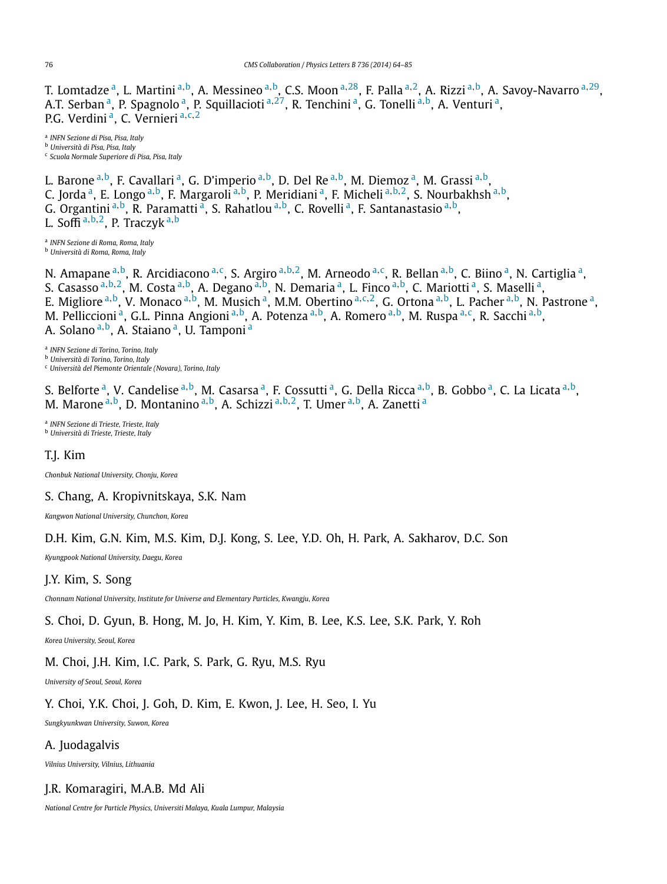T. Lomtadze [a], L. Martini [a,b], A. Messineo [a,b], C.S. Moon [a,28], F. Palla [a,2], A. Rizzi [a,b], A. Savoy-Navarro [a,29], A.T. Serban [a], P. Spagnolo [a], P. Squillacioti [a,27], R. Tenchini [a], G. Tonelli [a,b], A. Venturi [a], P.G. Verdini [a], C. Vernieri [a,c,2]

[a] *INFN Sezione di Pisa, Pisa, Italy*
[b] *Università di Pisa, Pisa, Italy*
[c] *Scuola Normale Superiore di Pisa, Pisa, Italy*

L. Barone [a,b], F. Cavallari [a], G. D'imperio [a,b], D. Del Re [a,b], M. Diemoz [a], M. Grassi [a,b], C. Jorda [a], E. Longo [a,b], F. Margaroli [a,b], P. Meridiani [a], F. Micheli [a,b,2], S. Nourbakhsh [a,b], G. Organtini [a,b], R. Paramatti [a], S. Rahatlou [a,b], C. Rovelli [a], F. Santanastasio [a,b], L. Soffi [a,b,2], P. Traczyk [a,b]

[a] *INFN Sezione di Roma, Roma, Italy*
[b] *Università di Roma, Roma, Italy*

N. Amapane [a,b], R. Arcidiacono [a,c], S. Argiro [a,b,2], M. Arneodo [a,c], R. Bellan [a,b], C. Biino [a], N. Cartiglia [a], S. Casasso [a,b,2], M. Costa [a,b], A. Degano [a,b], N. Demaria [a], L. Finco [a,b], C. Mariotti [a], S. Maselli [a], E. Migliore [a,b], V. Monaco [a,b], M. Musich [a], M.M. Obertino [a,c,2], G. Ortona [a,b], L. Pacher [a,b], N. Pastrone [a], M. Pelliccioni [a], G.L. Pinna Angioni [a,b], A. Potenza [a,b], A. Romero [a,b], M. Ruspa [a,c], R. Sacchi [a,b], A. Solano [a,b], A. Staiano [a], U. Tamponi [a]

[a] *INFN Sezione di Torino, Torino, Italy*
[b] *Università di Torino, Torino, Italy*
[c] *Università del Piemonte Orientale (Novara), Torino, Italy*

S. Belforte [a], V. Candelise [a,b], M. Casarsa [a], F. Cossutti [a], G. Della Ricca [a,b], B. Gobbo [a], C. La Licata [a,b], M. Marone [a,b], D. Montanino [a,b], A. Schizzi [a,b,2], T. Umer [a,b], A. Zanetti [a]

[a] *INFN Sezione di Trieste, Trieste, Italy*
[b] *Università di Trieste, Trieste, Italy*

T.J. Kim

*Chonbuk National University, Chonju, Korea*

S. Chang, A. Kropivnitskaya, S.K. Nam

*Kangwon National University, Chunchon, Korea*

D.H. Kim, G.N. Kim, M.S. Kim, D.J. Kong, S. Lee, Y.D. Oh, H. Park, A. Sakharov, D.C. Son

*Kyungpook National University, Daegu, Korea*

J.Y. Kim, S. Song

*Chonnam National University, Institute for Universe and Elementary Particles, Kwangju, Korea*

S. Choi, D. Gyun, B. Hong, M. Jo, H. Kim, Y. Kim, B. Lee, K.S. Lee, S.K. Park, Y. Roh

*Korea University, Seoul, Korea*

M. Choi, J.H. Kim, I.C. Park, S. Park, G. Ryu, M.S. Ryu

*University of Seoul, Seoul, Korea*

Y. Choi, Y.K. Choi, J. Goh, D. Kim, E. Kwon, J. Lee, H. Seo, I. Yu

*Sungkyunkwan University, Suwon, Korea*

A. Juodagalvis

*Vilnius University, Vilnius, Lithuania*

J.R. Komaragiri, M.A.B. Md Ali

*National Centre for Particle Physics, Universiti Malaya, Kuala Lumpur, Malaysia*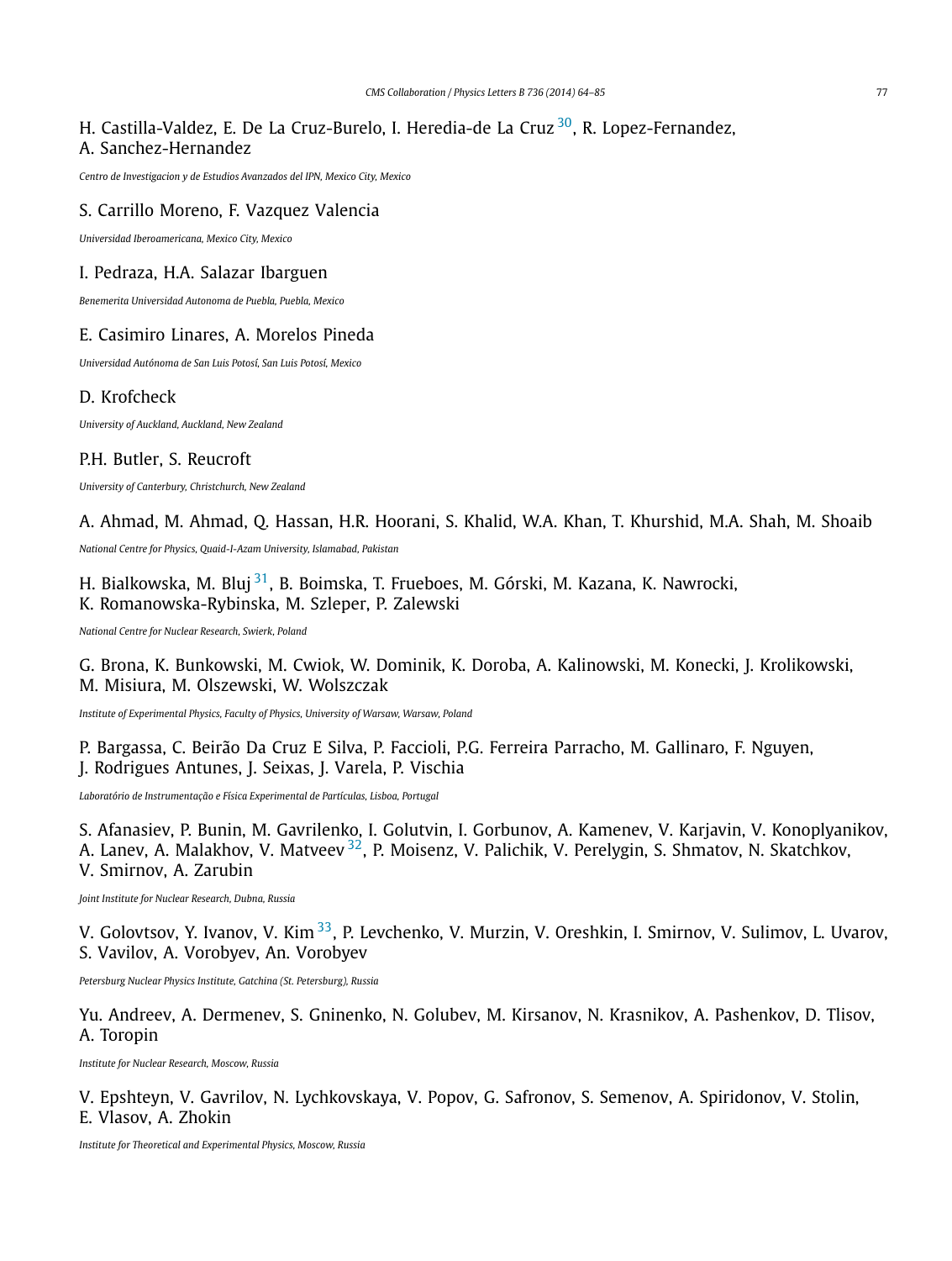H. Castilla-Valdez, E. De La Cruz-Burelo, I. Heredia-de La Cruz [30], R. Lopez-Fernandez, A. Sanchez-Hernandez

*Centro de Investigacion y de Estudios Avanzados del IPN, Mexico City, Mexico*

S. Carrillo Moreno, F. Vazquez Valencia

*Universidad Iberoamericana, Mexico City, Mexico*

I. Pedraza, H.A. Salazar Ibarguen

*Benemerita Universidad Autonoma de Puebla, Puebla, Mexico*

E. Casimiro Linares, A. Morelos Pineda

*Universidad Autónoma de San Luis Potosí, San Luis Potosí, Mexico*

D. Krofcheck

*University of Auckland, Auckland, New Zealand*

P.H. Butler, S. Reucroft

*University of Canterbury, Christchurch, New Zealand*

A. Ahmad, M. Ahmad, Q. Hassan, H.R. Hoorani, S. Khalid, W.A. Khan, T. Khurshid, M.A. Shah, M. Shoaib

*National Centre for Physics, Quaid-I-Azam University, Islamabad, Pakistan*

H. Bialkowska, M. Bluj [31], B. Boimska, T. Frueboes, M. Górski, M. Kazana, K. Nawrocki, K. Romanowska-Rybinska, M. Szleper, P. Zalewski

*National Centre for Nuclear Research, Swierk, Poland*

G. Brona, K. Bunkowski, M. Cwiok, W. Dominik, K. Doroba, A. Kalinowski, M. Konecki, J. Krolikowski, M. Misiura, M. Olszewski, W. Wolszczak

*Institute of Experimental Physics, Faculty of Physics, University of Warsaw, Warsaw, Poland*

P. Bargassa, C. Beirão Da Cruz E Silva, P. Faccioli, P.G. Ferreira Parracho, M. Gallinaro, F. Nguyen, J. Rodrigues Antunes, J. Seixas, J. Varela, P. Vischia

*Laboratório de Instrumentação e Física Experimental de Partículas, Lisboa, Portugal*

S. Afanasiev, P. Bunin, M. Gavrilenko, I. Golutvin, I. Gorbunov, A. Kamenev, V. Karjavin, V. Konoplyanikov, A. Lanev, A. Malakhov, V. Matveev [32], P. Moisenz, V. Palichik, V. Perelygin, S. Shmatov, N. Skatchkov, V. Smirnov, A. Zarubin

*Joint Institute for Nuclear Research, Dubna, Russia*

V. Golovtsov, Y. Ivanov, V. Kim [33], P. Levchenko, V. Murzin, V. Oreshkin, I. Smirnov, V. Sulimov, L. Uvarov, S. Vavilov, A. Vorobyev, An. Vorobyev

*Petersburg Nuclear Physics Institute, Gatchina (St. Petersburg), Russia*

Yu. Andreev, A. Dermenev, S. Gninenko, N. Golubev, M. Kirsanov, N. Krasnikov, A. Pashenkov, D. Tlisov, A. Toropin

*Institute for Nuclear Research, Moscow, Russia*

V. Epshteyn, V. Gavrilov, N. Lychkovskaya, V. Popov, G. Safronov, S. Semenov, A. Spiridonov, V. Stolin, E. Vlasov, A. Zhokin

*Institute for Theoretical and Experimental Physics, Moscow, Russia*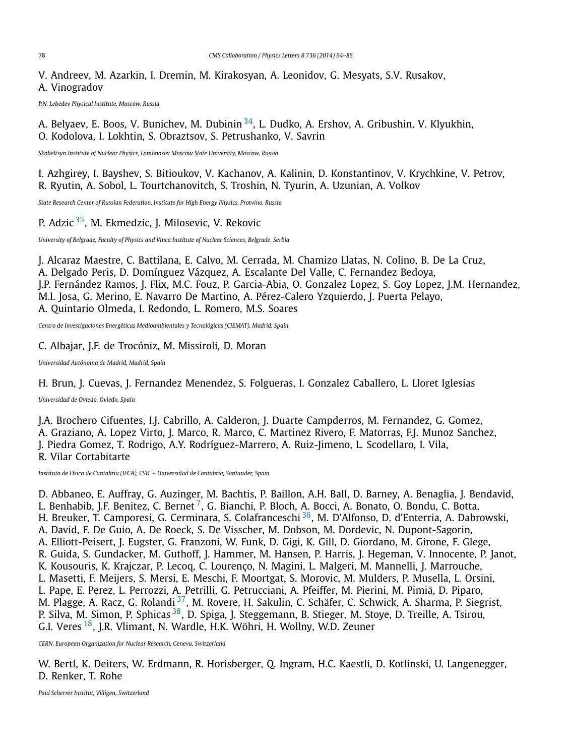V. Andreev, M. Azarkin, I. Dremin, M. Kirakosyan, A. Leonidov, G. Mesyats, S.V. Rusakov, A. Vinogradov

*P.N. Lebedev Physical Institute, Moscow, Russia*

A. Belyaev, E. Boos, V. Bunichev, M. Dubinin [34], L. Dudko, A. Ershov, A. Gribushin, V. Klyukhin, O. Kodolova, I. Lokhtin, S. Obraztsov, S. Petrushanko, V. Savrin

*Skobeltsyn Institute of Nuclear Physics, Lomonosov Moscow State University, Moscow, Russia*

I. Azhgirey, I. Bayshev, S. Bitioukov, V. Kachanov, A. Kalinin, D. Konstantinov, V. Krychkine, V. Petrov, R. Ryutin, A. Sobol, L. Tourtchanovitch, S. Troshin, N. Tyurin, A. Uzunian, A. Volkov

*State Research Center of Russian Federation, Institute for High Energy Physics, Protvino, Russia*

P. Adzic [35], M. Ekmedzic, J. Milosevic, V. Rekovic

*University of Belgrade, Faculty of Physics and Vinca Institute of Nuclear Sciences, Belgrade, Serbia*

J. Alcaraz Maestre, C. Battilana, E. Calvo, M. Cerrada, M. Chamizo Llatas, N. Colino, B. De La Cruz, A. Delgado Peris, D. Domínguez Vázquez, A. Escalante Del Valle, C. Fernandez Bedoya, J.P. Fernández Ramos, J. Flix, M.C. Fouz, P. Garcia-Abia, O. Gonzalez Lopez, S. Goy Lopez, J.M. Hernandez, M.I. Josa, G. Merino, E. Navarro De Martino, A. Pérez-Calero Yzquierdo, J. Puerta Pelayo, A. Quintario Olmeda, I. Redondo, L. Romero, M.S. Soares

*Centro de Investigaciones Energéticas Medioambientales y Tecnológicas (CIEMAT), Madrid, Spain*

C. Albajar, J.F. de Trocóniz, M. Missiroli, D. Moran

*Universidad Autónoma de Madrid, Madrid, Spain*

H. Brun, J. Cuevas, J. Fernandez Menendez, S. Folgueras, I. Gonzalez Caballero, L. Lloret Iglesias

*Universidad de Oviedo, Oviedo, Spain*

J.A. Brochero Cifuentes, I.J. Cabrillo, A. Calderon, J. Duarte Campderros, M. Fernandez, G. Gomez, A. Graziano, A. Lopez Virto, J. Marco, R. Marco, C. Martinez Rivero, F. Matorras, F.J. Munoz Sanchez, J. Piedra Gomez, T. Rodrigo, A.Y. Rodríguez-Marrero, A. Ruiz-Jimeno, L. Scodellaro, I. Vila, R. Vilar Cortabitarte

*Instituto de Física de Cantabria (IFCA), CSIC – Universidad de Cantabria, Santander, Spain*

D. Abbaneo, E. Auffray, G. Auzinger, M. Bachtis, P. Baillon, A.H. Ball, D. Barney, A. Benaglia, J. Bendavid, L. Benhabib, J.F. Benitez, C. Bernet [7], G. Bianchi, P. Bloch, A. Bocci, A. Bonato, O. Bondu, C. Botta, H. Breuker, T. Camporesi, G. Cerminara, S. Colafranceschi [36], M. D'Alfonso, D. d'Enterria, A. Dabrowski, A. David, F. De Guio, A. De Roeck, S. De Visscher, M. Dobson, M. Dordevic, N. Dupont-Sagorin, A. Elliott-Peisert, J. Eugster, G. Franzoni, W. Funk, D. Gigi, K. Gill, D. Giordano, M. Girone, F. Glege, R. Guida, S. Gundacker, M. Guthoff, J. Hammer, M. Hansen, P. Harris, J. Hegeman, V. Innocente, P. Janot, K. Kousouris, K. Krajczar, P. Lecoq, C. Lourenço, N. Magini, L. Malgeri, M. Mannelli, J. Marrouche, L. Masetti, F. Meijers, S. Mersi, E. Meschi, F. Moortgat, S. Morovic, M. Mulders, P. Musella, L. Orsini, L. Pape, E. Perez, L. Perrozzi, A. Petrilli, G. Petrucciani, A. Pfeiffer, M. Pierini, M. Pimiä, D. Piparo, M. Plagge, A. Racz, G. Rolandi [37], M. Rovere, H. Sakulin, C. Schäfer, C. Schwick, A. Sharma, P. Siegrist, P. Silva, M. Simon, P. Sphicas [38], D. Spiga, J. Steggemann, B. Stieger, M. Stoye, D. Treille, A. Tsirou, G.I. Veres [18], J.R. Vlimant, N. Wardle, H.K. Wöhri, H. Wollny, W.D. Zeuner

*CERN, European Organization for Nuclear Research, Geneva, Switzerland*

W. Bertl, K. Deiters, W. Erdmann, R. Horisberger, Q. Ingram, H.C. Kaestli, D. Kotlinski, U. Langenegger, D. Renker, T. Rohe

*Paul Scherrer Institut, Villigen, Switzerland*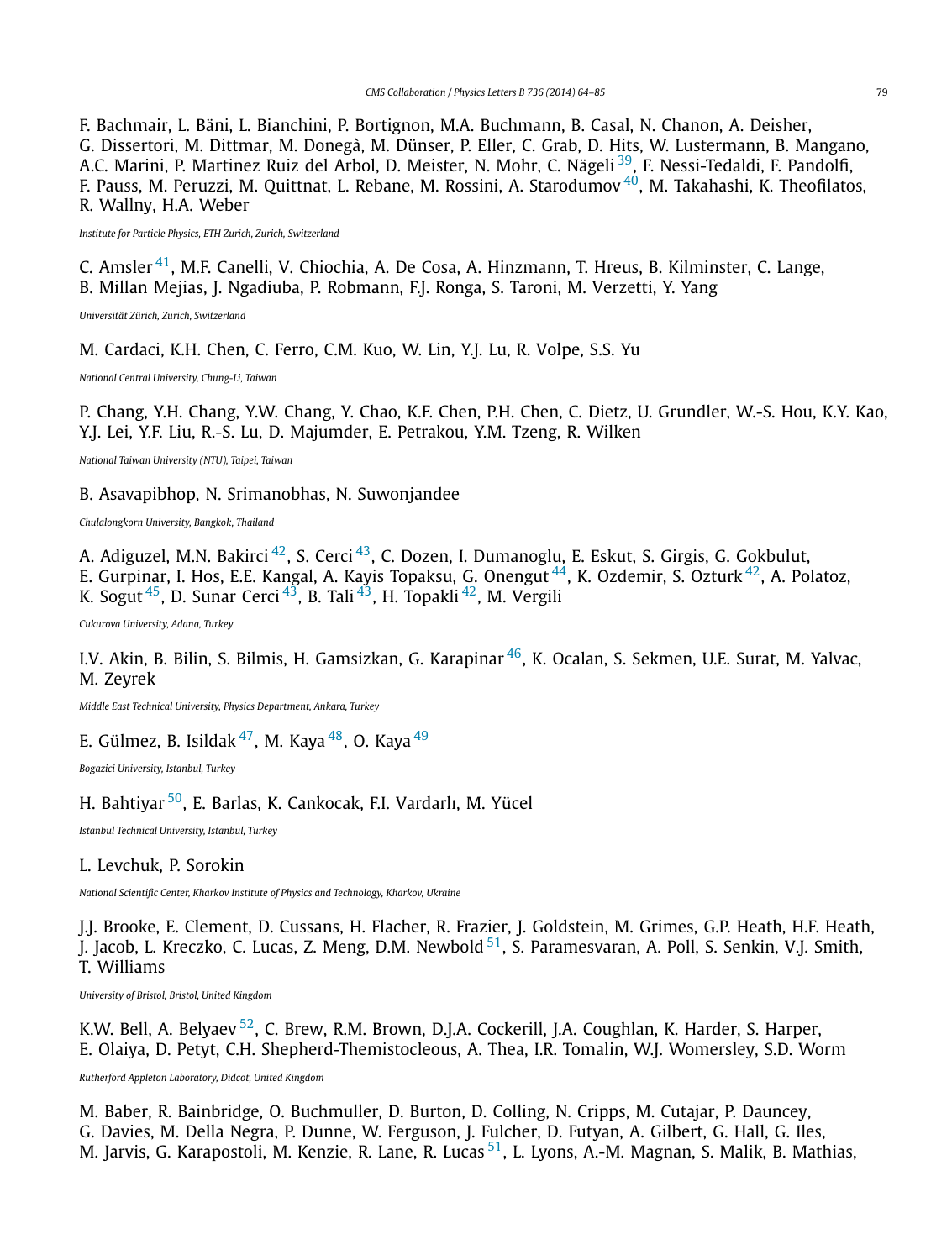F. Bachmair, L. Bäni, L. Bianchini, P. Bortignon, M.A. Buchmann, B. Casal, N. Chanon, A. Deisher, G. Dissertori, M. Dittmar, M. Donegà, M. Dünser, P. Eller, C. Grab, D. Hits, W. Lustermann, B. Mangano, A.C. Marini, P. Martinez Ruiz del Arbol, D. Meister, N. Mohr, C. Nägeli [39], F. Nessi-Tedaldi, F. Pandolfi, F. Pauss, M. Peruzzi, M. Quittnat, L. Rebane, M. Rossini, A. Starodumov [40], M. Takahashi, K. Theofilatos, R. Wallny, H.A. Weber

*Institute for Particle Physics, ETH Zurich, Zurich, Switzerland*

C. Amsler [41], M.F. Canelli, V. Chiochia, A. De Cosa, A. Hinzmann, T. Hreus, B. Kilminster, C. Lange, B. Millan Mejias, J. Ngadiuba, P. Robmann, F.J. Ronga, S. Taroni, M. Verzetti, Y. Yang

*Universität Zürich, Zurich, Switzerland*

M. Cardaci, K.H. Chen, C. Ferro, C.M. Kuo, W. Lin, Y.J. Lu, R. Volpe, S.S. Yu

*National Central University, Chung-Li, Taiwan*

P. Chang, Y.H. Chang, Y.W. Chang, Y. Chao, K.F. Chen, P.H. Chen, C. Dietz, U. Grundler, W.-S. Hou, K.Y. Kao, Y.J. Lei, Y.F. Liu, R.-S. Lu, D. Majumder, E. Petrakou, Y.M. Tzeng, R. Wilken

*National Taiwan University (NTU), Taipei, Taiwan*

B. Asavapibhop, N. Srimanobhas, N. Suwonjandee

*Chulalongkorn University, Bangkok, Thailand*

A. Adiguzel, M.N. Bakirci [42], S. Cerci [43], C. Dozen, I. Dumanoglu, E. Eskut, S. Girgis, G. Gokbulut, E. Gurpinar, I. Hos, E.E. Kangal, A. Kayis Topaksu, G. Onengut [44], K. Ozdemir, S. Ozturk [42], A. Polatoz, K. Sogut [45], D. Sunar Cerci [43], B. Tali [43], H. Topakli [42], M. Vergili

*Cukurova University, Adana, Turkey*

I.V. Akin, B. Bilin, S. Bilmis, H. Gamsizkan, G. Karapinar [46], K. Ocalan, S. Sekmen, U.E. Surat, M. Yalvac, M. Zeyrek

*Middle East Technical University, Physics Department, Ankara, Turkey*

E. Gülmez, B. Isildak [47], M. Kaya [48], O. Kaya [49]

*Bogazici University, Istanbul, Turkey*

H. Bahtiyar [50], E. Barlas, K. Cankocak, F.I. Vardarlı, M. Yücel

*Istanbul Technical University, Istanbul, Turkey*

L. Levchuk, P. Sorokin

*National Scientific Center, Kharkov Institute of Physics and Technology, Kharkov, Ukraine*

J.J. Brooke, E. Clement, D. Cussans, H. Flacher, R. Frazier, J. Goldstein, M. Grimes, G.P. Heath, H.F. Heath, J. Jacob, L. Kreczko, C. Lucas, Z. Meng, D.M. Newbold [51], S. Paramesvaran, A. Poll, S. Senkin, V.J. Smith, T. Williams

*University of Bristol, Bristol, United Kingdom*

K.W. Bell, A. Belyaev [52], C. Brew, R.M. Brown, D.J.A. Cockerill, J.A. Coughlan, K. Harder, S. Harper, E. Olaiya, D. Petyt, C.H. Shepherd-Themistocleous, A. Thea, I.R. Tomalin, W.J. Womersley, S.D. Worm

*Rutherford Appleton Laboratory, Didcot, United Kingdom*

M. Baber, R. Bainbridge, O. Buchmuller, D. Burton, D. Colling, N. Cripps, M. Cutajar, P. Dauncey, G. Davies, M. Della Negra, P. Dunne, W. Ferguson, J. Fulcher, D. Futyan, A. Gilbert, G. Hall, G. Iles, M. Jarvis, G. Karapostoli, M. Kenzie, R. Lane, R. Lucas [51], L. Lyons, A.-M. Magnan, S. Malik, B. Mathias,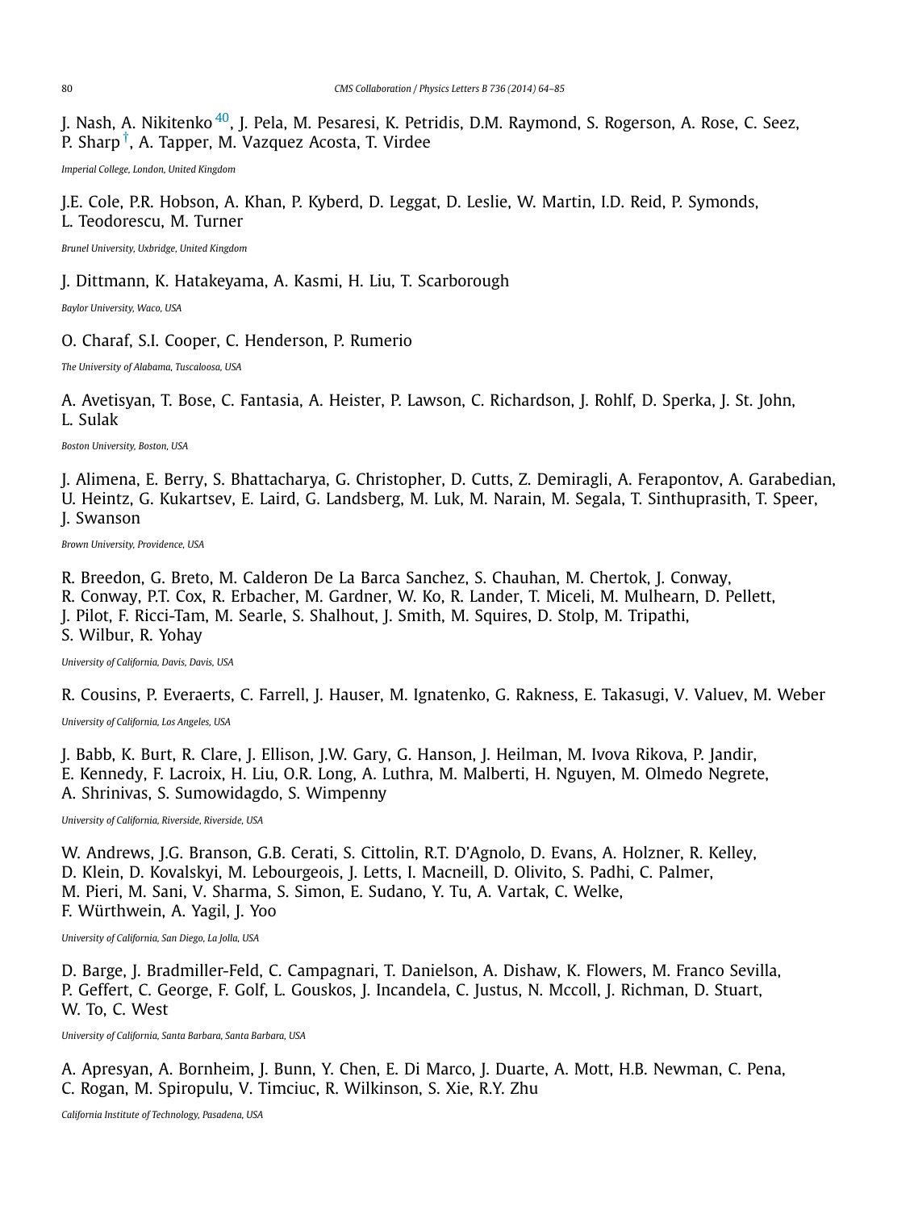J. Nash, A. Nikitenko[40], J. Pela, M. Pesaresi, K. Petridis, D.M. Raymond, S. Rogerson, A. Rose, C. Seez, P. Sharp[†], A. Tapper, M. Vazquez Acosta, T. Virdee

*Imperial College, London, United Kingdom*

J.E. Cole, P.R. Hobson, A. Khan, P. Kyberd, D. Leggat, D. Leslie, W. Martin, I.D. Reid, P. Symonds, L. Teodorescu, M. Turner

*Brunel University, Uxbridge, United Kingdom*

J. Dittmann, K. Hatakeyama, A. Kasmi, H. Liu, T. Scarborough

*Baylor University, Waco, USA*

O. Charaf, S.I. Cooper, C. Henderson, P. Rumerio

*The University of Alabama, Tuscaloosa, USA*

A. Avetisyan, T. Bose, C. Fantasia, A. Heister, P. Lawson, C. Richardson, J. Rohlf, D. Sperka, J. St. John, L. Sulak

*Boston University, Boston, USA*

J. Alimena, E. Berry, S. Bhattacharya, G. Christopher, D. Cutts, Z. Demiragli, A. Ferapontov, A. Garabedian, U. Heintz, G. Kukartsev, E. Laird, G. Landsberg, M. Luk, M. Narain, M. Segala, T. Sinthuprasith, T. Speer, J. Swanson

*Brown University, Providence, USA*

R. Breedon, G. Breto, M. Calderon De La Barca Sanchez, S. Chauhan, M. Chertok, J. Conway, R. Conway, P.T. Cox, R. Erbacher, M. Gardner, W. Ko, R. Lander, T. Miceli, M. Mulhearn, D. Pellett, J. Pilot, F. Ricci-Tam, M. Searle, S. Shalhout, J. Smith, M. Squires, D. Stolp, M. Tripathi, S. Wilbur, R. Yohay

*University of California, Davis, Davis, USA*

R. Cousins, P. Everaerts, C. Farrell, J. Hauser, M. Ignatenko, G. Rakness, E. Takasugi, V. Valuev, M. Weber

*University of California, Los Angeles, USA*

J. Babb, K. Burt, R. Clare, J. Ellison, J.W. Gary, G. Hanson, J. Heilman, M. Ivova Rikova, P. Jandir, E. Kennedy, F. Lacroix, H. Liu, O.R. Long, A. Luthra, M. Malberti, H. Nguyen, M. Olmedo Negrete, A. Shrinivas, S. Sumowidagdo, S. Wimpenny

*University of California, Riverside, Riverside, USA*

W. Andrews, J.G. Branson, G.B. Cerati, S. Cittolin, R.T. D'Agnolo, D. Evans, A. Holzner, R. Kelley, D. Klein, D. Kovalskyi, M. Lebourgeois, J. Letts, I. Macneill, D. Olivito, S. Padhi, C. Palmer, M. Pieri, M. Sani, V. Sharma, S. Simon, E. Sudano, Y. Tu, A. Vartak, C. Welke, F. Würthwein, A. Yagil, J. Yoo

*University of California, San Diego, La Jolla, USA*

D. Barge, J. Bradmiller-Feld, C. Campagnari, T. Danielson, A. Dishaw, K. Flowers, M. Franco Sevilla, P. Geffert, C. George, F. Golf, L. Gouskos, J. Incandela, C. Justus, N. Mccoll, J. Richman, D. Stuart, W. To, C. West

*University of California, Santa Barbara, Santa Barbara, USA*

A. Apresyan, A. Bornheim, J. Bunn, Y. Chen, E. Di Marco, J. Duarte, A. Mott, H.B. Newman, C. Pena, C. Rogan, M. Spiropulu, V. Timciuc, R. Wilkinson, S. Xie, R.Y. Zhu

*California Institute of Technology, Pasadena, USA*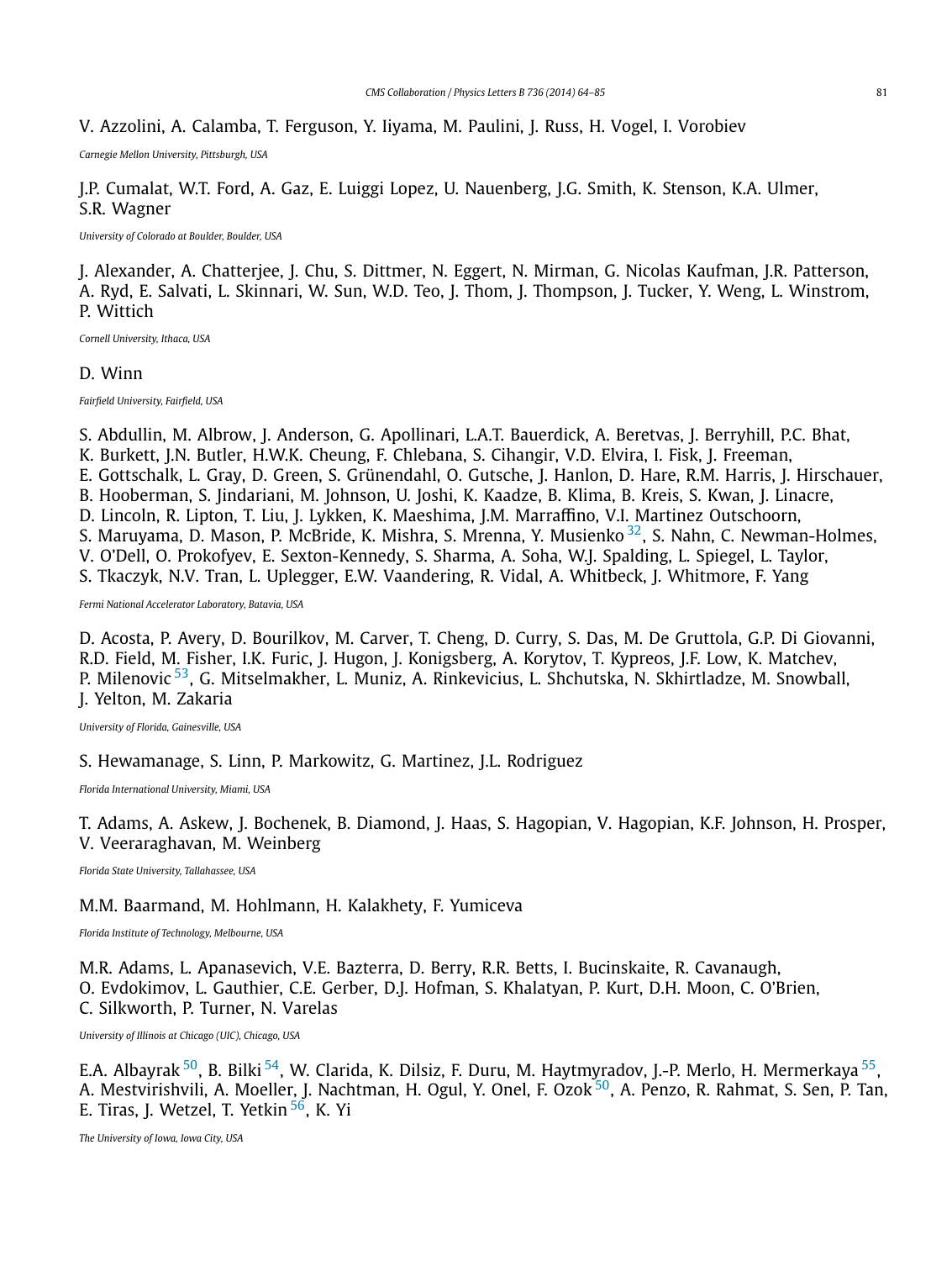V. Azzolini, A. Calamba, T. Ferguson, Y. Iiyama, M. Paulini, J. Russ, H. Vogel, I. Vorobiev

*Carnegie Mellon University, Pittsburgh, USA*

J.P. Cumalat, W.T. Ford, A. Gaz, E. Luiggi Lopez, U. Nauenberg, J.G. Smith, K. Stenson, K.A. Ulmer, S.R. Wagner

*University of Colorado at Boulder, Boulder, USA*

J. Alexander, A. Chatterjee, J. Chu, S. Dittmer, N. Eggert, N. Mirman, G. Nicolas Kaufman, J.R. Patterson, A. Ryd, E. Salvati, L. Skinnari, W. Sun, W.D. Teo, J. Thom, J. Thompson, J. Tucker, Y. Weng, L. Winstrom, P. Wittich

*Cornell University, Ithaca, USA*

D. Winn

*Fairfield University, Fairfield, USA*

S. Abdullin, M. Albrow, J. Anderson, G. Apollinari, L.A.T. Bauerdick, A. Beretvas, J. Berryhill, P.C. Bhat, K. Burkett, J.N. Butler, H.W.K. Cheung, F. Chlebana, S. Cihangir, V.D. Elvira, I. Fisk, J. Freeman, E. Gottschalk, L. Gray, D. Green, S. Grünendahl, O. Gutsche, J. Hanlon, D. Hare, R.M. Harris, J. Hirschauer, B. Hooberman, S. Jindariani, M. Johnson, U. Joshi, K. Kaadze, B. Klima, B. Kreis, S. Kwan, J. Linacre, D. Lincoln, R. Lipton, T. Liu, J. Lykken, K. Maeshima, J.M. Marraffino, V.I. Martinez Outschoorn, S. Maruyama, D. Mason, P. McBride, K. Mishra, S. Mrenna, Y. Musienko [32], S. Nahn, C. Newman-Holmes, V. O'Dell, O. Prokofyev, E. Sexton-Kennedy, S. Sharma, A. Soha, W.J. Spalding, L. Spiegel, L. Taylor, S. Tkaczyk, N.V. Tran, L. Uplegger, E.W. Vaandering, R. Vidal, A. Whitbeck, J. Whitmore, F. Yang

*Fermi National Accelerator Laboratory, Batavia, USA*

D. Acosta, P. Avery, D. Bourilkov, M. Carver, T. Cheng, D. Curry, S. Das, M. De Gruttola, G.P. Di Giovanni, R.D. Field, M. Fisher, I.K. Furic, J. Hugon, J. Konigsberg, A. Korytov, T. Kypreos, J.F. Low, K. Matchev, P. Milenovic [53], G. Mitselmakher, L. Muniz, A. Rinkevicius, L. Shchutska, N. Skhirtladze, M. Snowball, J. Yelton, M. Zakaria

*University of Florida, Gainesville, USA*

S. Hewamanage, S. Linn, P. Markowitz, G. Martinez, J.L. Rodriguez

*Florida International University, Miami, USA*

T. Adams, A. Askew, J. Bochenek, B. Diamond, J. Haas, S. Hagopian, V. Hagopian, K.F. Johnson, H. Prosper, V. Veeraraghavan, M. Weinberg

*Florida State University, Tallahassee, USA*

M.M. Baarmand, M. Hohlmann, H. Kalakhety, F. Yumiceva

*Florida Institute of Technology, Melbourne, USA*

M.R. Adams, L. Apanasevich, V.E. Bazterra, D. Berry, R.R. Betts, I. Bucinskaite, R. Cavanaugh, O. Evdokimov, L. Gauthier, C.E. Gerber, D.J. Hofman, S. Khalatyan, P. Kurt, D.H. Moon, C. O'Brien, C. Silkworth, P. Turner, N. Varelas

*University of Illinois at Chicago (UIC), Chicago, USA*

E.A. Albayrak [50], B. Bilki [54], W. Clarida, K. Dilsiz, F. Duru, M. Haytmyradov, J.-P. Merlo, H. Mermerkaya [55], A. Mestvirishvili, A. Moeller, J. Nachtman, H. Ogul, Y. Onel, F. Ozok [50], A. Penzo, R. Rahmat, S. Sen, P. Tan, E. Tiras, J. Wetzel, T. Yetkin [56], K. Yi

*The University of Iowa, Iowa City, USA*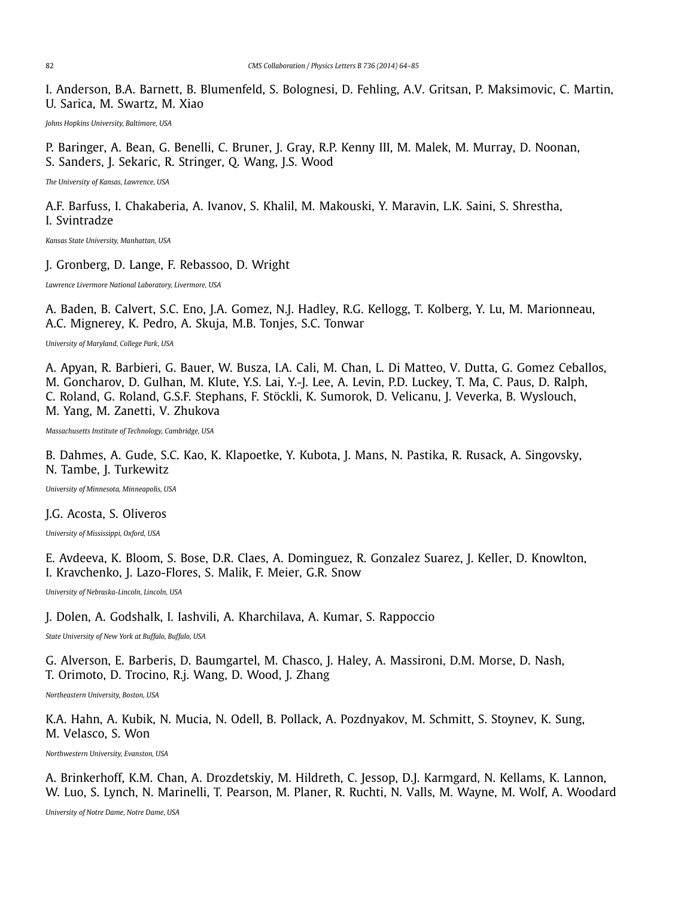I. Anderson, B.A. Barnett, B. Blumenfeld, S. Bolognesi, D. Fehling, A.V. Gritsan, P. Maksimovic, C. Martin, U. Sarica, M. Swartz, M. Xiao

*Johns Hopkins University, Baltimore, USA*

P. Baringer, A. Bean, G. Benelli, C. Bruner, J. Gray, R.P. Kenny III, M. Malek, M. Murray, D. Noonan, S. Sanders, J. Sekaric, R. Stringer, Q. Wang, J.S. Wood

*The University of Kansas, Lawrence, USA*

A.F. Barfuss, I. Chakaberia, A. Ivanov, S. Khalil, M. Makouski, Y. Maravin, L.K. Saini, S. Shrestha, I. Svintradze

*Kansas State University, Manhattan, USA*

J. Gronberg, D. Lange, F. Rebassoo, D. Wright

*Lawrence Livermore National Laboratory, Livermore, USA*

A. Baden, B. Calvert, S.C. Eno, J.A. Gomez, N.J. Hadley, R.G. Kellogg, T. Kolberg, Y. Lu, M. Marionneau, A.C. Mignerey, K. Pedro, A. Skuja, M.B. Tonjes, S.C. Tonwar

*University of Maryland, College Park, USA*

A. Apyan, R. Barbieri, G. Bauer, W. Busza, I.A. Cali, M. Chan, L. Di Matteo, V. Dutta, G. Gomez Ceballos, M. Goncharov, D. Gulhan, M. Klute, Y.S. Lai, Y.-J. Lee, A. Levin, P.D. Luckey, T. Ma, C. Paus, D. Ralph, C. Roland, G. Roland, G.S.F. Stephans, F. Stöckli, K. Sumorok, D. Velicanu, J. Veverka, B. Wyslouch, M. Yang, M. Zanetti, V. Zhukova

*Massachusetts Institute of Technology, Cambridge, USA*

B. Dahmes, A. Gude, S.C. Kao, K. Klapoetke, Y. Kubota, J. Mans, N. Pastika, R. Rusack, A. Singovsky, N. Tambe, J. Turkewitz

*University of Minnesota, Minneapolis, USA*

J.G. Acosta, S. Oliveros

*University of Mississippi, Oxford, USA*

E. Avdeeva, K. Bloom, S. Bose, D.R. Claes, A. Dominguez, R. Gonzalez Suarez, J. Keller, D. Knowlton, I. Kravchenko, J. Lazo-Flores, S. Malik, F. Meier, G.R. Snow

*University of Nebraska-Lincoln, Lincoln, USA*

J. Dolen, A. Godshalk, I. Iashvili, A. Kharchilava, A. Kumar, S. Rappoccio

*State University of New York at Buffalo, Buffalo, USA*

G. Alverson, E. Barberis, D. Baumgartel, M. Chasco, J. Haley, A. Massironi, D.M. Morse, D. Nash, T. Orimoto, D. Trocino, R.j. Wang, D. Wood, J. Zhang

*Northeastern University, Boston, USA*

K.A. Hahn, A. Kubik, N. Mucia, N. Odell, B. Pollack, A. Pozdnyakov, M. Schmitt, S. Stoynev, K. Sung, M. Velasco, S. Won

*Northwestern University, Evanston, USA*

A. Brinkerhoff, K.M. Chan, A. Drozdetskiy, M. Hildreth, C. Jessop, D.J. Karmgard, N. Kellams, K. Lannon, W. Luo, S. Lynch, N. Marinelli, T. Pearson, M. Planer, R. Ruchti, N. Valls, M. Wayne, M. Wolf, A. Woodard

*University of Notre Dame, Notre Dame, USA*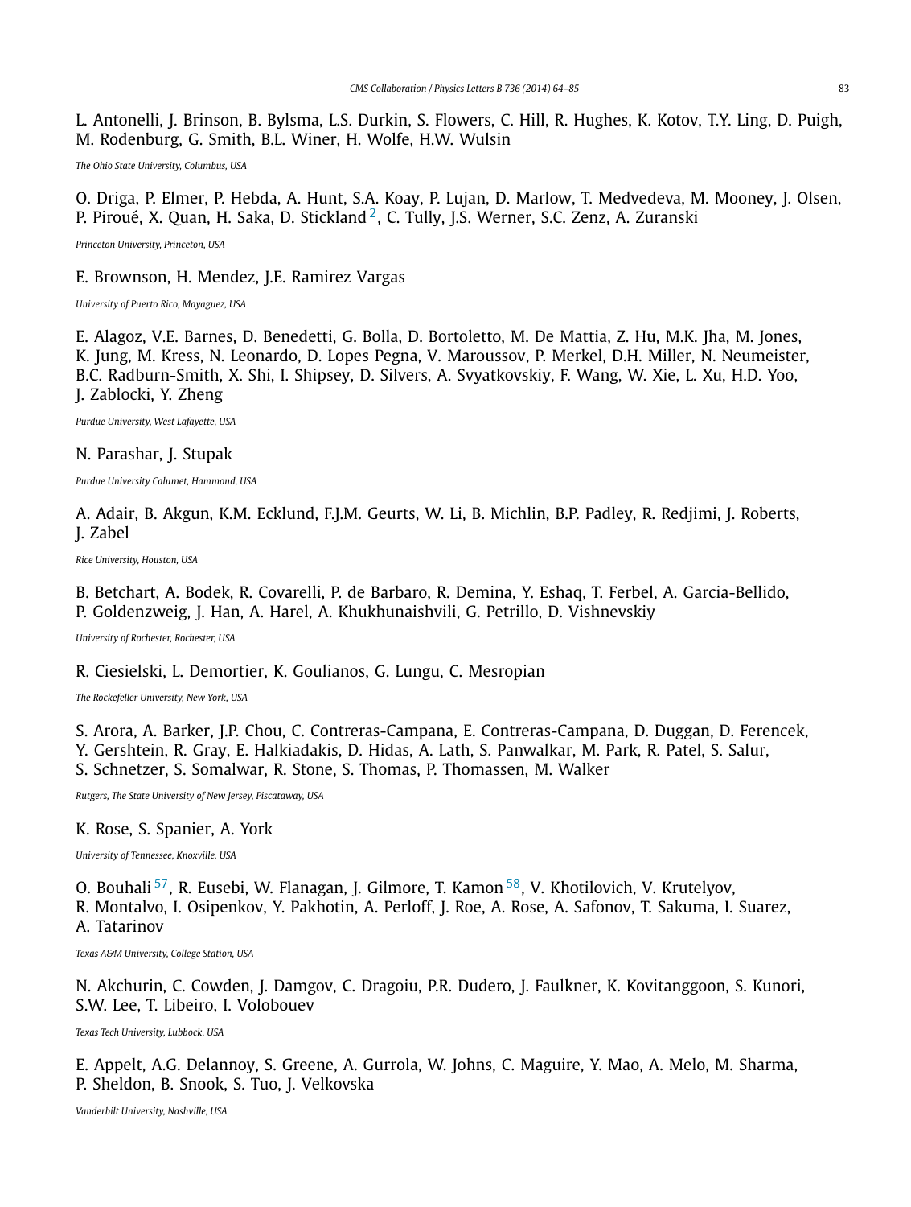L. Antonelli, J. Brinson, B. Bylsma, L.S. Durkin, S. Flowers, C. Hill, R. Hughes, K. Kotov, T.Y. Ling, D. Puigh, M. Rodenburg, G. Smith, B.L. Winer, H. Wolfe, H.W. Wulsin

*The Ohio State University, Columbus, USA*

O. Driga, P. Elmer, P. Hebda, A. Hunt, S.A. Koay, P. Lujan, D. Marlow, T. Medvedeva, M. Mooney, J. Olsen, P. Piroué, X. Quan, H. Saka, D. Stickland [2], C. Tully, J.S. Werner, S.C. Zenz, A. Zuranski

*Princeton University, Princeton, USA*

E. Brownson, H. Mendez, J.E. Ramirez Vargas

*University of Puerto Rico, Mayaguez, USA*

E. Alagoz, V.E. Barnes, D. Benedetti, G. Bolla, D. Bortoletto, M. De Mattia, Z. Hu, M.K. Jha, M. Jones, K. Jung, M. Kress, N. Leonardo, D. Lopes Pegna, V. Maroussov, P. Merkel, D.H. Miller, N. Neumeister, B.C. Radburn-Smith, X. Shi, I. Shipsey, D. Silvers, A. Svyatkovskiy, F. Wang, W. Xie, L. Xu, H.D. Yoo, J. Zablocki, Y. Zheng

*Purdue University, West Lafayette, USA*

N. Parashar, J. Stupak

*Purdue University Calumet, Hammond, USA*

A. Adair, B. Akgun, K.M. Ecklund, F.J.M. Geurts, W. Li, B. Michlin, B.P. Padley, R. Redjimi, J. Roberts, J. Zabel

*Rice University, Houston, USA*

B. Betchart, A. Bodek, R. Covarelli, P. de Barbaro, R. Demina, Y. Eshaq, T. Ferbel, A. Garcia-Bellido, P. Goldenzweig, J. Han, A. Harel, A. Khukhunaishvili, G. Petrillo, D. Vishnevskiy

*University of Rochester, Rochester, USA*

R. Ciesielski, L. Demortier, K. Goulianos, G. Lungu, C. Mesropian

*The Rockefeller University, New York, USA*

S. Arora, A. Barker, J.P. Chou, C. Contreras-Campana, E. Contreras-Campana, D. Duggan, D. Ferencek, Y. Gershtein, R. Gray, E. Halkiadakis, D. Hidas, A. Lath, S. Panwalkar, M. Park, R. Patel, S. Salur, S. Schnetzer, S. Somalwar, R. Stone, S. Thomas, P. Thomassen, M. Walker

*Rutgers, The State University of New Jersey, Piscataway, USA*

K. Rose, S. Spanier, A. York

*University of Tennessee, Knoxville, USA*

O. Bouhali [57], R. Eusebi, W. Flanagan, J. Gilmore, T. Kamon [58], V. Khotilovich, V. Krutelyov, R. Montalvo, I. Osipenkov, Y. Pakhotin, A. Perloff, J. Roe, A. Rose, A. Safonov, T. Sakuma, I. Suarez, A. Tatarinov

*Texas A&M University, College Station, USA*

N. Akchurin, C. Cowden, J. Damgov, C. Dragoiu, P.R. Dudero, J. Faulkner, K. Kovitanggoon, S. Kunori, S.W. Lee, T. Libeiro, I. Volobouev

*Texas Tech University, Lubbock, USA*

E. Appelt, A.G. Delannoy, S. Greene, A. Gurrola, W. Johns, C. Maguire, Y. Mao, A. Melo, M. Sharma, P. Sheldon, B. Snook, S. Tuo, J. Velkovska

*Vanderbilt University, Nashville, USA*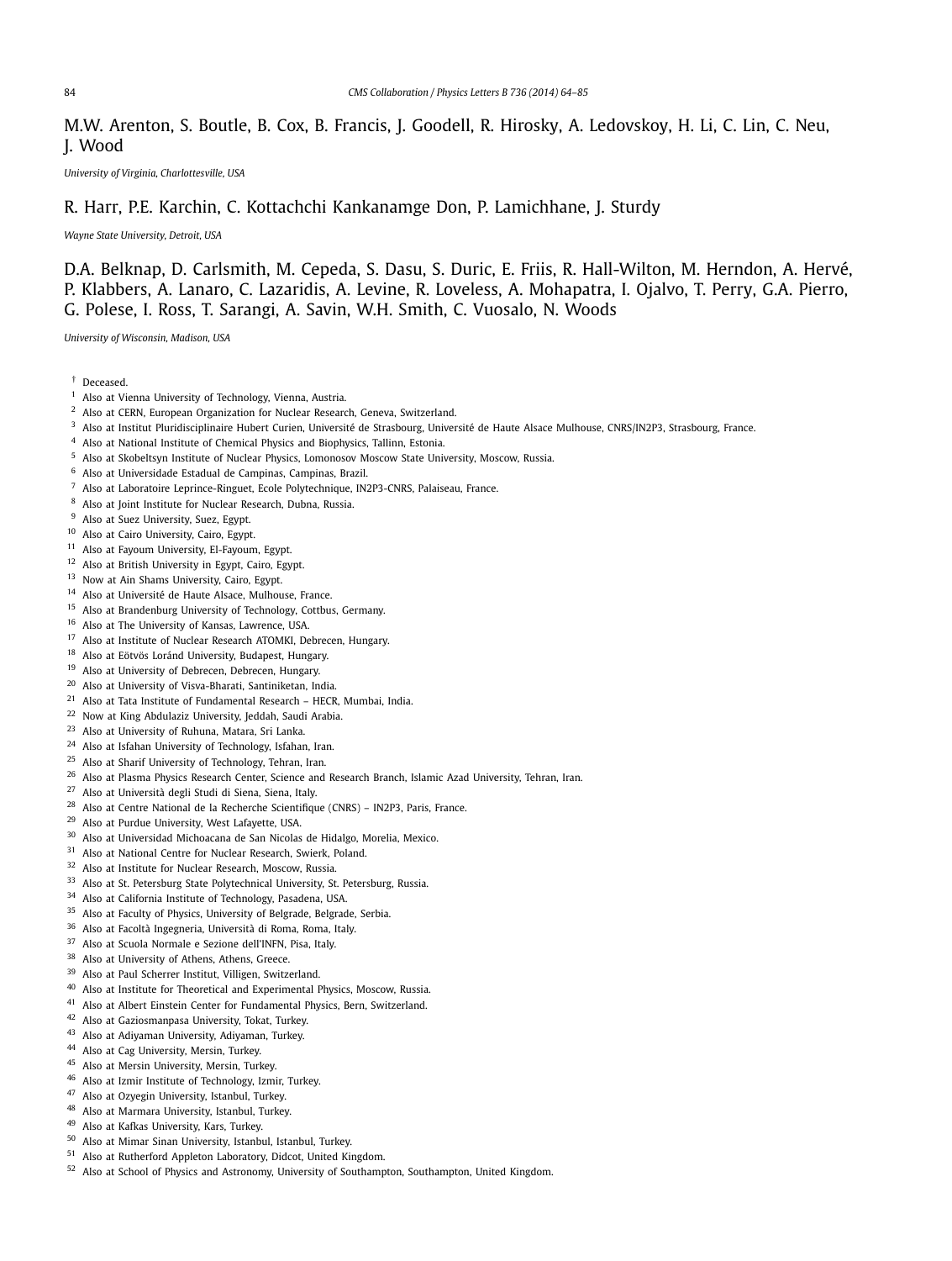M.W. Arenton, S. Boutle, B. Cox, B. Francis, J. Goodell, R. Hirosky, A. Ledovskoy, H. Li, C. Lin, C. Neu, J. Wood

*University of Virginia, Charlottesville, USA*

R. Harr, P.E. Karchin, C. Kottachchi Kankanamge Don, P. Lamichhane, J. Sturdy

*Wayne State University, Detroit, USA*

D.A. Belknap, D. Carlsmith, M. Cepeda, S. Dasu, S. Duric, E. Friis, R. Hall-Wilton, M. Herndon, A. Hervé, P. Klabbers, A. Lanaro, C. Lazaridis, A. Levine, R. Loveless, A. Mohapatra, I. Ojalvo, T. Perry, G.A. Pierro, G. Polese, I. Ross, T. Sarangi, A. Savin, W.H. Smith, C. Vuosalo, N. Woods

*University of Wisconsin, Madison, USA*

† Deceased.
[1] Also at Vienna University of Technology, Vienna, Austria.
[2] Also at CERN, European Organization for Nuclear Research, Geneva, Switzerland.
[3] Also at Institut Pluridisciplinaire Hubert Curien, Université de Strasbourg, Université de Haute Alsace Mulhouse, CNRS/IN2P3, Strasbourg, France.
[4] Also at National Institute of Chemical Physics and Biophysics, Tallinn, Estonia.
[5] Also at Skobeltsyn Institute of Nuclear Physics, Lomonosov Moscow State University, Moscow, Russia.
[6] Also at Universidade Estadual de Campinas, Campinas, Brazil.
[7] Also at Laboratoire Leprince-Ringuet, Ecole Polytechnique, IN2P3-CNRS, Palaiseau, France.
[8] Also at Joint Institute for Nuclear Research, Dubna, Russia.
[9] Also at Suez University, Suez, Egypt.
[10] Also at Cairo University, Cairo, Egypt.
[11] Also at Fayoum University, El-Fayoum, Egypt.
[12] Also at British University in Egypt, Cairo, Egypt.
[13] Now at Ain Shams University, Cairo, Egypt.
[14] Also at Université de Haute Alsace, Mulhouse, France.
[15] Also at Brandenburg University of Technology, Cottbus, Germany.
[16] Also at The University of Kansas, Lawrence, USA.
[17] Also at Institute of Nuclear Research ATOMKI, Debrecen, Hungary.
[18] Also at Eötvös Loránd University, Budapest, Hungary.
[19] Also at University of Debrecen, Debrecen, Hungary.
[20] Also at University of Visva-Bharati, Santiniketan, India.
[21] Also at Tata Institute of Fundamental Research – HECR, Mumbai, India.
[22] Now at King Abdulaziz University, Jeddah, Saudi Arabia.
[23] Also at University of Ruhuna, Matara, Sri Lanka.
[24] Also at Isfahan University of Technology, Isfahan, Iran.
[25] Also at Sharif University of Technology, Tehran, Iran.
[26] Also at Plasma Physics Research Center, Science and Research Branch, Islamic Azad University, Tehran, Iran.
[27] Also at Università degli Studi di Siena, Siena, Italy.
[28] Also at Centre National de la Recherche Scientifique (CNRS) – IN2P3, Paris, France.
[29] Also at Purdue University, West Lafayette, USA.
[30] Also at Universidad Michoacana de San Nicolas de Hidalgo, Morelia, Mexico.
[31] Also at National Centre for Nuclear Research, Swierk, Poland.
[32] Also at Institute for Nuclear Research, Moscow, Russia.
[33] Also at St. Petersburg State Polytechnical University, St. Petersburg, Russia.
[34] Also at California Institute of Technology, Pasadena, USA.
[35] Also at Faculty of Physics, University of Belgrade, Belgrade, Serbia.
[36] Also at Facoltà Ingegneria, Università di Roma, Roma, Italy.
[37] Also at Scuola Normale e Sezione dell'INFN, Pisa, Italy.
[38] Also at University of Athens, Athens, Greece.
[39] Also at Paul Scherrer Institut, Villigen, Switzerland.
[40] Also at Institute for Theoretical and Experimental Physics, Moscow, Russia.
[41] Also at Albert Einstein Center for Fundamental Physics, Bern, Switzerland.
[42] Also at Gaziosmanpasa University, Tokat, Turkey.
[43] Also at Adiyaman University, Adiyaman, Turkey.
[44] Also at Cag University, Mersin, Turkey.
[45] Also at Mersin University, Mersin, Turkey.
[46] Also at Izmir Institute of Technology, Izmir, Turkey.
[47] Also at Ozyegin University, Istanbul, Turkey.
[48] Also at Marmara University, Istanbul, Turkey.
[49] Also at Kafkas University, Kars, Turkey.
[50] Also at Mimar Sinan University, Istanbul, Istanbul, Turkey.
[51] Also at Rutherford Appleton Laboratory, Didcot, United Kingdom.
[52] Also at School of Physics and Astronomy, University of Southampton, Southampton, United Kingdom.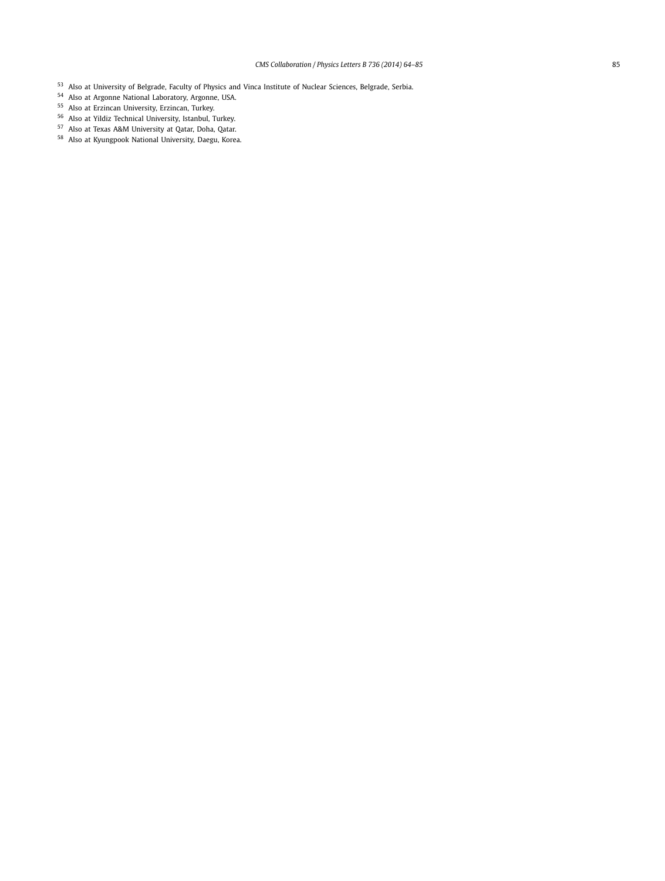[53] Also at University of Belgrade, Faculty of Physics and Vinca Institute of Nuclear Sciences, Belgrade, Serbia.
[54] Also at Argonne National Laboratory, Argonne, USA.
[55] Also at Erzincan University, Erzincan, Turkey.
[56] Also at Yildiz Technical University, Istanbul, Turkey.
[57] Also at Texas A&M University at Qatar, Doha, Qatar.
[58] Also at Kyungpook National University, Daegu, Korea.